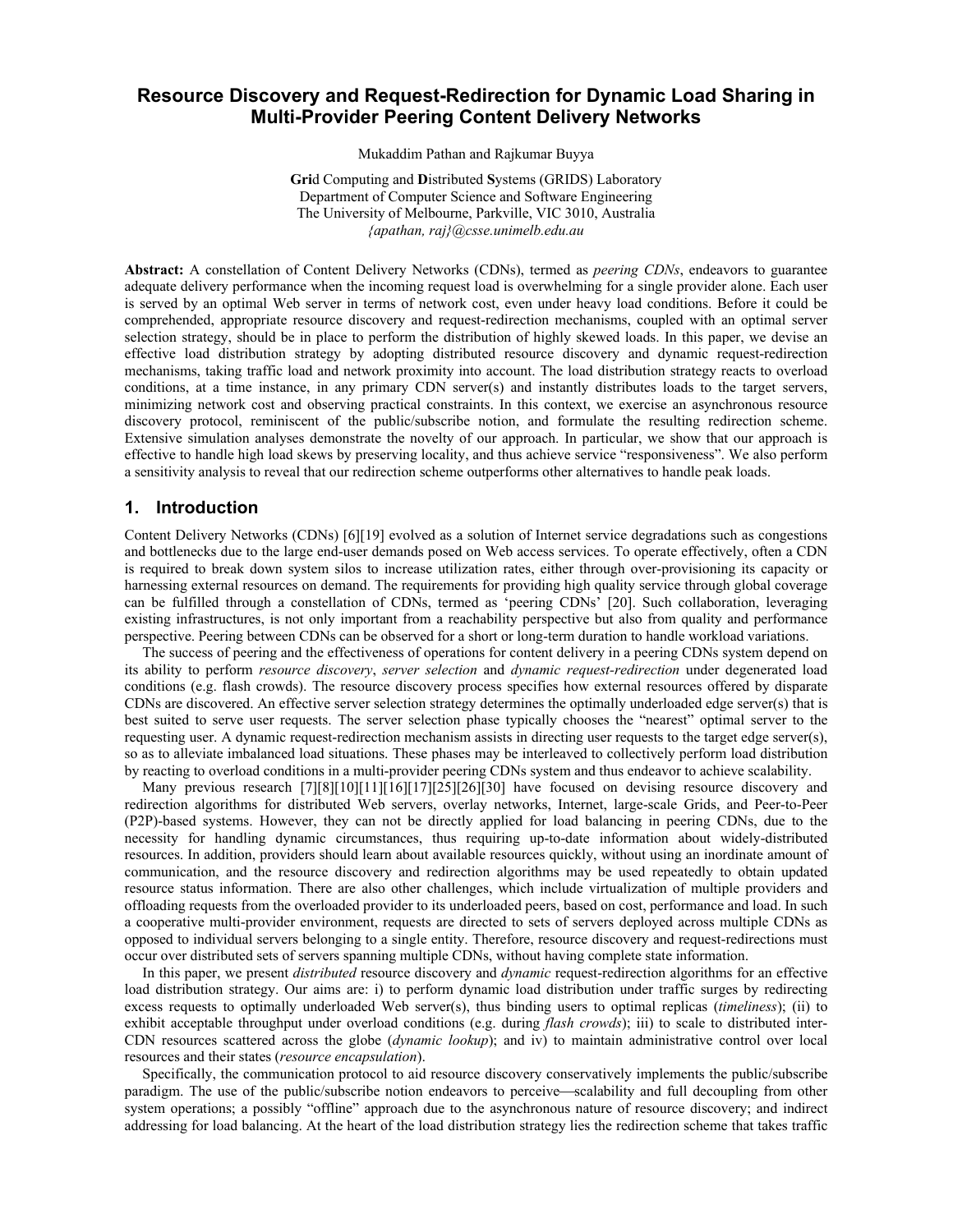# Resource Discovery and Request-Redirection for Dynamic Load Sharing in Multi-Provider Peering Content Delivery Networks

Mukaddim Pathan and Rajkumar Buyya

**Gri**d Computing and **D**istributed **S**ystems (GRIDS) Laboratory
Department of Computer Science and Software Engineering
The University of Melbourne, Parkville, VIC 3010, Australia
*{apathan, raj}@csse.unimelb.edu.au*

**Abstract:** A constellation of Content Delivery Networks (CDNs), termed as *peering CDNs*, endeavors to guarantee adequate delivery performance when the incoming request load is overwhelming for a single provider alone. Each user is served by an optimal Web server in terms of network cost, even under heavy load conditions. Before it could be comprehended, appropriate resource discovery and request-redirection mechanisms, coupled with an optimal server selection strategy, should be in place to perform the distribution of highly skewed loads. In this paper, we devise an effective load distribution strategy by adopting distributed resource discovery and dynamic request-redirection mechanisms, taking traffic load and network proximity into account. The load distribution strategy reacts to overload conditions, at a time instance, in any primary CDN server(s) and instantly distributes loads to the target servers, minimizing network cost and observing practical constraints. In this context, we exercise an asynchronous resource discovery protocol, reminiscent of the public/subscribe notion, and formulate the resulting redirection scheme. Extensive simulation analyses demonstrate the novelty of our approach. In particular, we show that our approach is effective to handle high load skews by preserving locality, and thus achieve service "responsiveness". We also perform a sensitivity analysis to reveal that our redirection scheme outperforms other alternatives to handle peak loads.

## 1. Introduction

Content Delivery Networks (CDNs) [6][19] evolved as a solution of Internet service degradations such as congestions and bottlenecks due to the large end-user demands posed on Web access services. To operate effectively, often a CDN is required to break down system silos to increase utilization rates, either through over-provisioning its capacity or harnessing external resources on demand. The requirements for providing high quality service through global coverage can be fulfilled through a constellation of CDNs, termed as 'peering CDNs' [20]. Such collaboration, leveraging existing infrastructures, is not only important from a reachability perspective but also from quality and performance perspective. Peering between CDNs can be observed for a short or long-term duration to handle workload variations.

The success of peering and the effectiveness of operations for content delivery in a peering CDNs system depend on its ability to perform *resource discovery*, *server selection* and *dynamic request-redirection* under degenerated load conditions (e.g. flash crowds). The resource discovery process specifies how external resources offered by disparate CDNs are discovered. An effective server selection strategy determines the optimally underloaded edge server(s) that is best suited to serve user requests. The server selection phase typically chooses the "nearest" optimal server to the requesting user. A dynamic request-redirection mechanism assists in directing user requests to the target edge server(s), so as to alleviate imbalanced load situations. These phases may be interleaved to collectively perform load distribution by reacting to overload conditions in a multi-provider peering CDNs system and thus endeavor to achieve scalability.

Many previous research [7][8][10][11][16][17][25][26][30] have focused on devising resource discovery and redirection algorithms for distributed Web servers, overlay networks, Internet, large-scale Grids, and Peer-to-Peer (P2P)-based systems. However, they can not be directly applied for load balancing in peering CDNs, due to the necessity for handling dynamic circumstances, thus requiring up-to-date information about widely-distributed resources. In addition, providers should learn about available resources quickly, without using an inordinate amount of communication, and the resource discovery and redirection algorithms may be used repeatedly to obtain updated resource status information. There are also other challenges, which include virtualization of multiple providers and offloading requests from the overloaded provider to its underloaded peers, based on cost, performance and load. In such a cooperative multi-provider environment, requests are directed to sets of servers deployed across multiple CDNs as opposed to individual servers belonging to a single entity. Therefore, resource discovery and request-redirections must occur over distributed sets of servers spanning multiple CDNs, without having complete state information.

In this paper, we present *distributed* resource discovery and *dynamic* request-redirection algorithms for an effective load distribution strategy. Our aims are: i) to perform dynamic load distribution under traffic surges by redirecting excess requests to optimally underloaded Web server(s), thus binding users to optimal replicas (*timeliness*); (ii) to exhibit acceptable throughput under overload conditions (e.g. during *flash crowds*); iii) to scale to distributed inter-CDN resources scattered across the globe (*dynamic lookup*); and iv) to maintain administrative control over local resources and their states (*resource encapsulation*).

Specifically, the communication protocol to aid resource discovery conservatively implements the public/subscribe paradigm. The use of the public/subscribe notion endeavors to perceive—scalability and full decoupling from other system operations; a possibly "offline" approach due to the asynchronous nature of resource discovery; and indirect addressing for load balancing. At the heart of the load distribution strategy lies the redirection scheme that takes traffic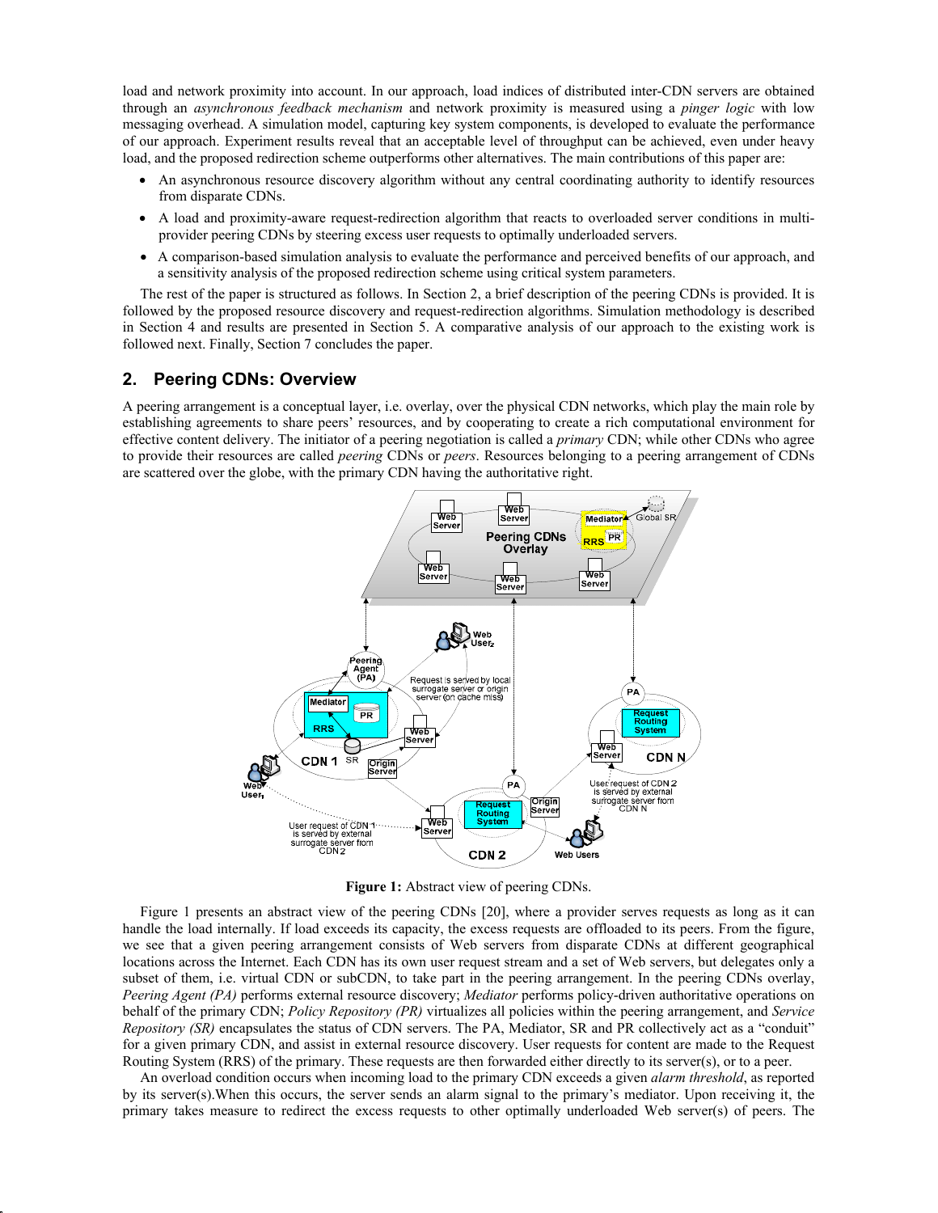load and network proximity into account. In our approach, load indices of distributed inter-CDN servers are obtained through an *asynchronous feedback mechanism* and network proximity is measured using a *pinger logic* with low messaging overhead. A simulation model, capturing key system components, is developed to evaluate the performance of our approach. Experiment results reveal that an acceptable level of throughput can be achieved, even under heavy load, and the proposed redirection scheme outperforms other alternatives. The main contributions of this paper are:

- An asynchronous resource discovery algorithm without any central coordinating authority to identify resources from disparate CDNs.
- A load and proximity-aware request-redirection algorithm that reacts to overloaded server conditions in multi-provider peering CDNs by steering excess user requests to optimally underloaded servers.
- A comparison-based simulation analysis to evaluate the performance and perceived benefits of our approach, and a sensitivity analysis of the proposed redirection scheme using critical system parameters.

The rest of the paper is structured as follows. In Section 2, a brief description of the peering CDNs is provided. It is followed by the proposed resource discovery and request-redirection algorithms. Simulation methodology is described in Section 4 and results are presented in Section 5. A comparative analysis of our approach to the existing work is followed next. Finally, Section 7 concludes the paper.

## 2. Peering CDNs: Overview

A peering arrangement is a conceptual layer, i.e. overlay, over the physical CDN networks, which play the main role by establishing agreements to share peers' resources, and by cooperating to create a rich computational environment for effective content delivery. The initiator of a peering negotiation is called a *primary* CDN; while other CDNs who agree to provide their resources are called *peering* CDNs or *peers*. Resources belonging to a peering arrangement of CDNs are scattered over the globe, with the primary CDN having the authoritative right.

Web Server
Web Server
Mediator
PR
RRS
Global SR
Peering CDNs Overlay
Web Server
Web Server
Web Server
Web User2
Peering Agent (PA)
Request is served by local surrogate server or origin server (on cache miss)
Mediator
PR
RRS
Web Server
SR
CDN 1
Origin Server
Web User1
PA
Request Routing System
Web Server
CDN N
PA
Request Routing System
Origin Server
User request of CDN 2 is served by external surrogate server from CDN N
User request of CDN 1 is served by external surrogate server from CDN 2
Web Server
CDN 2
Web Users

**Figure 1:** Abstract view of peering CDNs.

Figure 1 presents an abstract view of the peering CDNs [20], where a provider serves requests as long as it can handle the load internally. If load exceeds its capacity, the excess requests are offloaded to its peers. From the figure, we see that a given peering arrangement consists of Web servers from disparate CDNs at different geographical locations across the Internet. Each CDN has its own user request stream and a set of Web servers, but delegates only a subset of them, i.e. virtual CDN or subCDN, to take part in the peering arrangement. In the peering CDNs overlay, *Peering Agent (PA)* performs external resource discovery; *Mediator* performs policy-driven authoritative operations on behalf of the primary CDN; *Policy Repository (PR)* virtualizes all policies within the peering arrangement, and *Service Repository (SR)* encapsulates the status of CDN servers. The PA, Mediator, SR and PR collectively act as a "conduit" for a given primary CDN, and assist in external resource discovery. User requests for content are made to the Request Routing System (RRS) of the primary. These requests are then forwarded either directly to its server(s), or to a peer.

An overload condition occurs when incoming load to the primary CDN exceeds a given *alarm threshold*, as reported by its server(s).When this occurs, the server sends an alarm signal to the primary's mediator. Upon receiving it, the primary takes measure to redirect the excess requests to other optimally underloaded Web server(s) of peers. The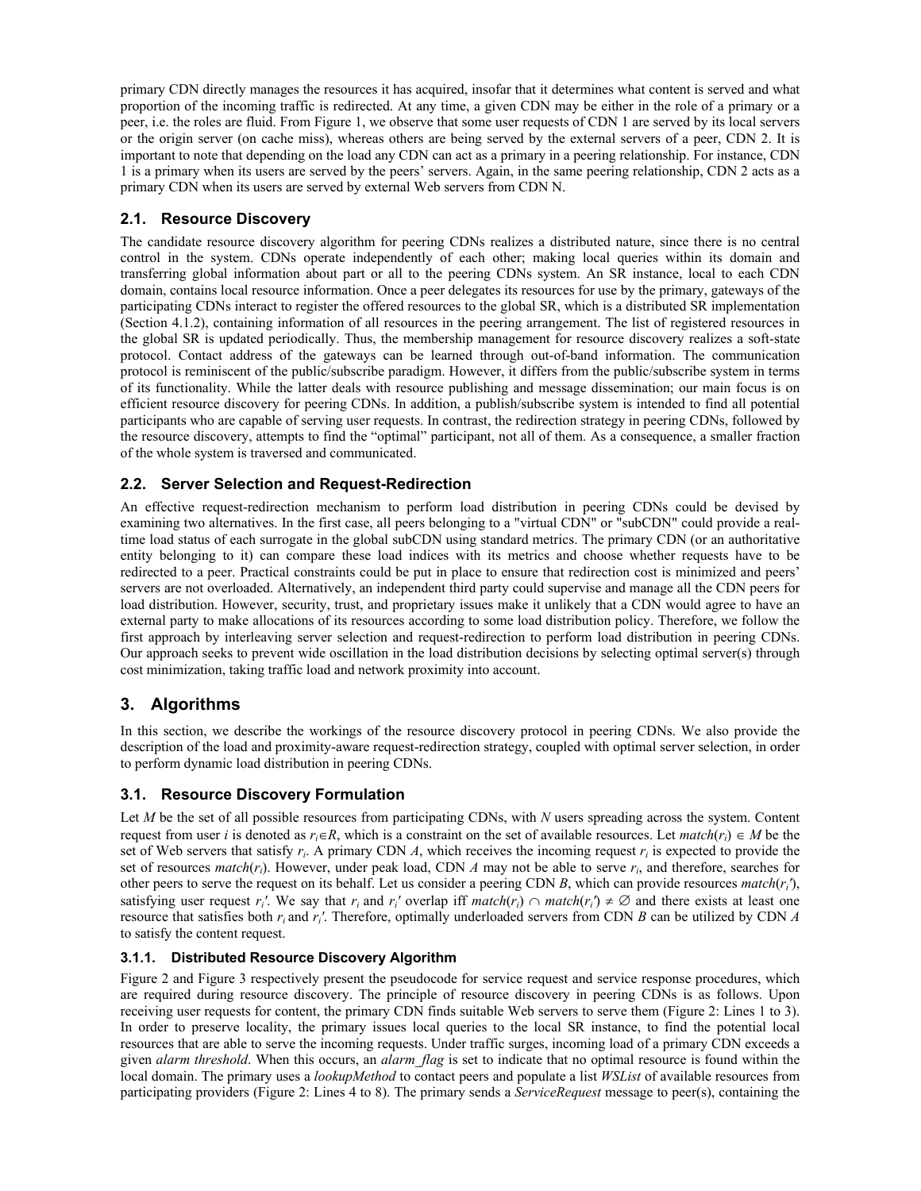primary CDN directly manages the resources it has acquired, insofar that it determines what content is served and what proportion of the incoming traffic is redirected. At any time, a given CDN may be either in the role of a primary or a peer, i.e. the roles are fluid. From Figure 1, we observe that some user requests of CDN 1 are served by its local servers or the origin server (on cache miss), whereas others are being served by the external servers of a peer, CDN 2. It is important to note that depending on the load any CDN can act as a primary in a peering relationship. For instance, CDN 1 is a primary when its users are served by the peers' servers. Again, in the same peering relationship, CDN 2 acts as a primary CDN when its users are served by external Web servers from CDN N.

## 2.1. Resource Discovery

The candidate resource discovery algorithm for peering CDNs realizes a distributed nature, since there is no central control in the system. CDNs operate independently of each other; making local queries within its domain and transferring global information about part or all to the peering CDNs system. An SR instance, local to each CDN domain, contains local resource information. Once a peer delegates its resources for use by the primary, gateways of the participating CDNs interact to register the offered resources to the global SR, which is a distributed SR implementation (Section 4.1.2), containing information of all resources in the peering arrangement. The list of registered resources in the global SR is updated periodically. Thus, the membership management for resource discovery realizes a soft-state protocol. Contact address of the gateways can be learned through out-of-band information. The communication protocol is reminiscent of the public/subscribe paradigm. However, it differs from the public/subscribe system in terms of its functionality. While the latter deals with resource publishing and message dissemination; our main focus is on efficient resource discovery for peering CDNs. In addition, a publish/subscribe system is intended to find all potential participants who are capable of serving user requests. In contrast, the redirection strategy in peering CDNs, followed by the resource discovery, attempts to find the "optimal" participant, not all of them. As a consequence, a smaller fraction of the whole system is traversed and communicated.

## 2.2. Server Selection and Request-Redirection

An effective request-redirection mechanism to perform load distribution in peering CDNs could be devised by examining two alternatives. In the first case, all peers belonging to a "virtual CDN" or "subCDN" could provide a real-time load status of each surrogate in the global subCDN using standard metrics. The primary CDN (or an authoritative entity belonging to it) can compare these load indices with its metrics and choose whether requests have to be redirected to a peer. Practical constraints could be put in place to ensure that redirection cost is minimized and peers' servers are not overloaded. Alternatively, an independent third party could supervise and manage all the CDN peers for load distribution. However, security, trust, and proprietary issues make it unlikely that a CDN would agree to have an external party to make allocations of its resources according to some load distribution policy. Therefore, we follow the first approach by interleaving server selection and request-redirection to perform load distribution in peering CDNs. Our approach seeks to prevent wide oscillation in the load distribution decisions by selecting optimal server(s) through cost minimization, taking traffic load and network proximity into account.

# 3. Algorithms

In this section, we describe the workings of the resource discovery protocol in peering CDNs. We also provide the description of the load and proximity-aware request-redirection strategy, coupled with optimal server selection, in order to perform dynamic load distribution in peering CDNs.

## 3.1. Resource Discovery Formulation

Let $M$ be the set of all possible resources from participating CDNs, with $N$ users spreading across the system. Content request from user $i$ is denoted as $r_i \in R$, which is a constraint on the set of available resources. Let $match(r_i) \in M$ be the set of Web servers that satisfy $r_i$. A primary CDN $A$, which receives the incoming request $r_i$ is expected to provide the set of resources $match(r_i)$. However, under peak load, CDN $A$ may not be able to serve $r_i$, and therefore, searches for other peers to serve the request on its behalf. Let us consider a peering CDN $B$, which can provide resources $match(r_i')$, satisfying user request $r_i'$. We say that $r_i$ and $r_i'$ overlap iff $match(r_i) \cap match(r_i') \neq \varnothing$ and there exists at least one resource that satisfies both $r_i$ and $r_i'$. Therefore, optimally underloaded servers from CDN $B$ can be utilized by CDN $A$ to satisfy the content request.

### 3.1.1. Distributed Resource Discovery Algorithm

Figure 2 and Figure 3 respectively present the pseudocode for service request and service response procedures, which are required during resource discovery. The principle of resource discovery in peering CDNs is as follows. Upon receiving user requests for content, the primary CDN finds suitable Web servers to serve them (Figure 2: Lines 1 to 3). In order to preserve locality, the primary issues local queries to the local SR instance, to find the potential local resources that are able to serve the incoming requests. Under traffic surges, incoming load of a primary CDN exceeds a given *alarm threshold*. When this occurs, an *alarm_flag* is set to indicate that no optimal resource is found within the local domain. The primary uses a *lookupMethod* to contact peers and populate a list *WSList* of available resources from participating providers (Figure 2: Lines 4 to 8). The primary sends a *ServiceRequest* message to peer(s), containing the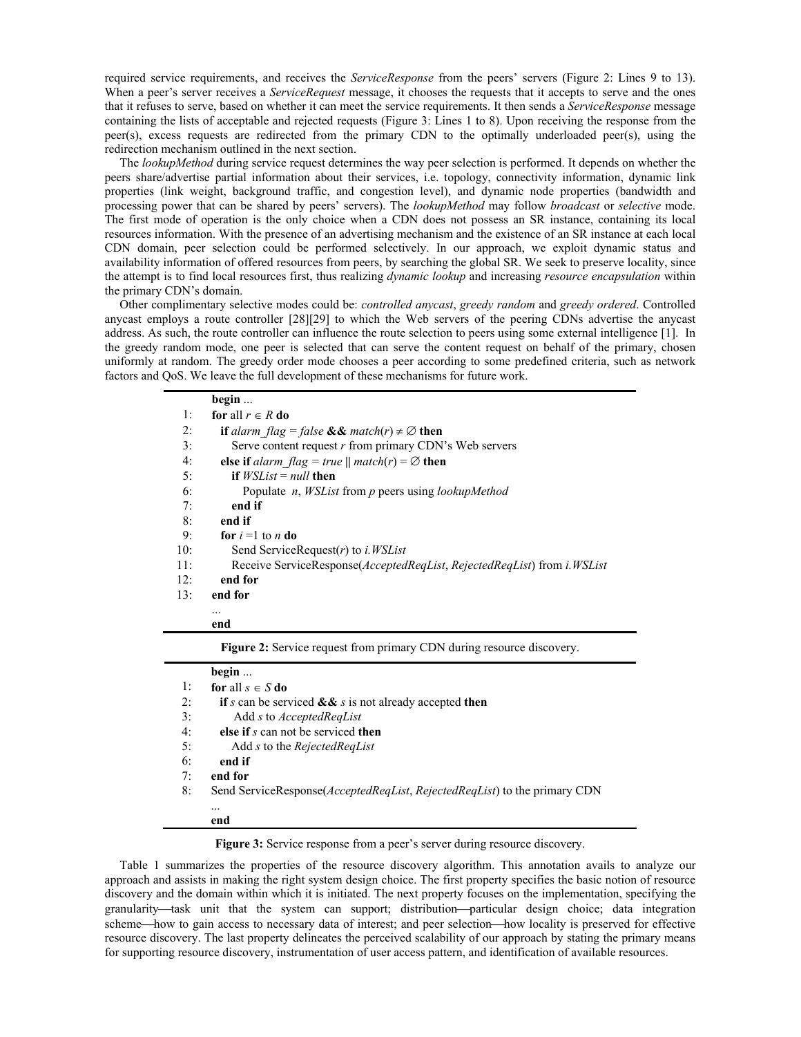required service requirements, and receives the *ServiceResponse* from the peers' servers (Figure 2: Lines 9 to 13). When a peer's server receives a *ServiceRequest* message, it chooses the requests that it accepts to serve and the ones that it refuses to serve, based on whether it can meet the service requirements. It then sends a *ServiceResponse* message containing the lists of acceptable and rejected requests (Figure 3: Lines 1 to 8). Upon receiving the response from the peer(s), excess requests are redirected from the primary CDN to the optimally underloaded peer(s), using the redirection mechanism outlined in the next section.

The *lookupMethod* during service request determines the way peer selection is performed. It depends on whether the peers share/advertise partial information about their services, i.e. topology, connectivity information, dynamic link properties (link weight, background traffic, and congestion level), and dynamic node properties (bandwidth and processing power that can be shared by peers' servers). The *lookupMethod* may follow *broadcast* or *selective* mode. The first mode of operation is the only choice when a CDN does not possess an SR instance, containing its local resources information. With the presence of an advertising mechanism and the existence of an SR instance at each local CDN domain, peer selection could be performed selectively. In our approach, we exploit dynamic status and availability information of offered resources from peers, by searching the global SR. We seek to preserve locality, since the attempt is to find local resources first, thus realizing *dynamic lookup* and increasing *resource encapsulation* within the primary CDN's domain.

Other complimentary selective modes could be: *controlled anycast*, *greedy random* and *greedy ordered*. Controlled anycast employs a route controller [28][29] to which the Web servers of the peering CDNs advertise the anycast address. As such, the route controller can influence the route selection to peers using some external intelligence [1]. In the greedy random mode, one peer is selected that can serve the content request on behalf of the primary, chosen uniformly at random. The greedy order mode chooses a peer according to some predefined criteria, such as network factors and QoS. We leave the full development of these mechanisms for future work.

```
     begin ...
 1:  for all r ∈ R do
 2:    if alarm_flag = false && match(r) ≠ ∅ then
 3:      Serve content request r from primary CDN's Web servers
 4:    else if alarm_flag = true || match(r) = ∅ then
 5:      if WSList = null then
 6:        Populate n, WSList from p peers using lookupMethod
 7:      end if
 8:    end if
 9:    for i =1 to n do
10:      Send ServiceRequest(r) to i.WSList
11:      Receive ServiceResponse(AcceptedReqList, RejectedReqList) from i.WSList
12:    end for
13:  end for
     ...
     end
```

**Figure 2:** Service request from primary CDN during resource discovery.

```
     begin ...
 1:  for all s ∈ S do
 2:    if s can be serviced && s is not already accepted then
 3:      Add s to AcceptedReqList
 4:    else if s can not be serviced then
 5:      Add s to the RejectedReqList
 6:    end if
 7:  end for
 8:  Send ServiceResponse(AcceptedReqList, RejectedReqList) to the primary CDN
     ...
     end
```

**Figure 3:** Service response from a peer's server during resource discovery.

Table 1 summarizes the properties of the resource discovery algorithm. This annotation avails to analyze our approach and assists in making the right system design choice. The first property specifies the basic notion of resource discovery and the domain within which it is initiated. The next property focuses on the implementation, specifying the granularity—task unit that the system can support; distribution—particular design choice; data integration scheme—how to gain access to necessary data of interest; and peer selection—how locality is preserved for effective resource discovery. The last property delineates the perceived scalability of our approach by stating the primary means for supporting resource discovery, instrumentation of user access pattern, and identification of available resources.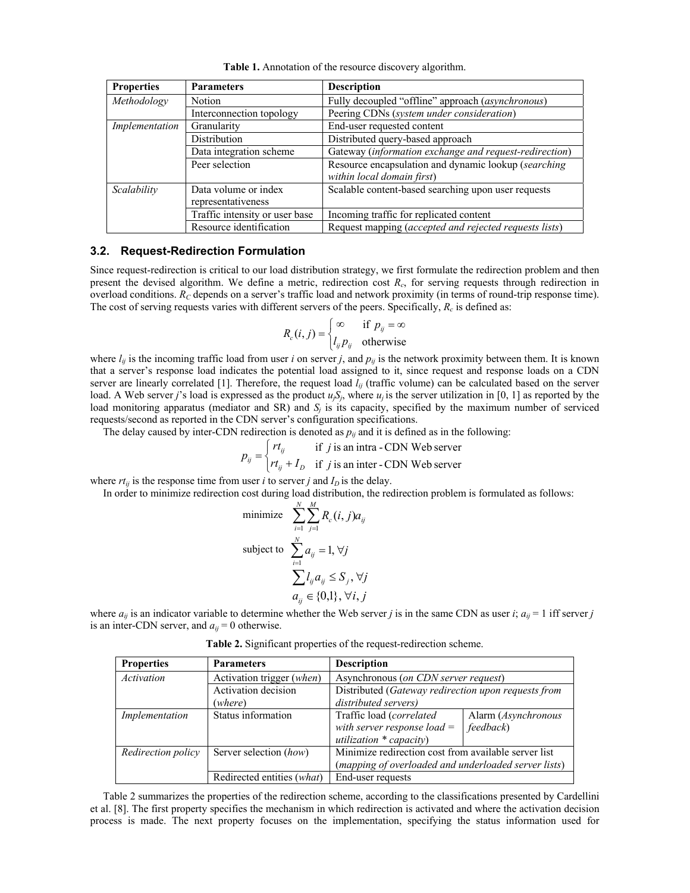**Table 1.** Annotation of the resource discovery algorithm.

| Properties | Parameters | Description |
|---|---|---|
| *Methodology* | Notion | Fully decoupled "offline" approach (*asynchronous*) |
| | Interconnection topology | Peering CDNs (*system under consideration*) |
| *Implementation* | Granularity | End-user requested content |
| | Distribution | Distributed query-based approach |
| | Data integration scheme | Gateway (*information exchange and request-redirection*) |
| | Peer selection | Resource encapsulation and dynamic lookup (*searching within local domain first*) |
| *Scalability* | Data volume or index representativeness | Scalable content-based searching upon user requests |
| | Traffic intensity or user base | Incoming traffic for replicated content |
| | Resource identification | Request mapping (*accepted and rejected requests lists*) |

### 3.2. Request-Redirection Formulation

Since request-redirection is critical to our load distribution strategy, we first formulate the redirection problem and then present the devised algorithm. We define a metric, redirection cost $R_c$, for serving requests through redirection in overload conditions. $R_C$ depends on a server's traffic load and network proximity (in terms of round-trip response time). The cost of serving requests varies with different servers of the peers. Specifically, $R_c$ is defined as:

$$R_c(i,j) = \begin{cases} \infty & \text{if } p_{ij} = \infty \\ l_{ij} p_{ij} & \text{otherwise} \end{cases}$$

where $l_{ij}$ is the incoming traffic load from user $i$ on server $j$, and $p_{ij}$ is the network proximity between them. It is known that a server's response load indicates the potential load assigned to it, since request and response loads on a CDN server are linearly correlated [1]. Therefore, the request load $l_{ij}$ (traffic volume) can be calculated based on the server load. A Web server $j$'s load is expressed as the product $u_j S_j$, where $u_j$ is the server utilization in [0, 1] as reported by the load monitoring apparatus (mediator and SR) and $S_j$ is its capacity, specified by the maximum number of serviced requests/second as reported in the CDN server's configuration specifications.

The delay caused by inter-CDN redirection is denoted as $p_{ij}$ and it is defined as in the following:

$$p_{ij} = \begin{cases} rt_{ij} & \text{if } j \text{ is an intra-CDN Web server} \\ rt_{ij} + I_D & \text{if } j \text{ is an inter-CDN Web server} \end{cases}$$

where $rt_{ij}$ is the response time from user $i$ to server $j$ and $I_D$ is the delay.

In order to minimize redirection cost during load distribution, the redirection problem is formulated as follows:

$$\begin{aligned} \text{minimize} \quad & \sum_{i=1}^{N} \sum_{j=1}^{M} R_c(i,j) a_{ij} \\ \text{subject to} \quad & \sum_{i=1}^{N} a_{ij} = 1, \forall j \\ & \sum l_{ij} a_{ij} \le S_j, \forall j \\ & a_{ij} \in \{0,1\}, \forall i,j \end{aligned}$$

where $a_{ij}$ is an indicator variable to determine whether the Web server $j$ is in the same CDN as user $i$; $a_{ij} = 1$ iff server $j$ is an inter-CDN server, and $a_{ij} = 0$ otherwise.

**Table 2.** Significant properties of the request-redirection scheme.

| Properties | Parameters | Description | |
|---|---|---|---|
| *Activation* | Activation trigger (*when*) | Asynchronous (*on CDN server request*) | |
| | Activation decision (*where*) | Distributed (*Gateway redirection upon requests from distributed servers)* | |
| *Implementation* | Status information | Traffic load (*correlated with server response load = utilization \* capacity*) | Alarm (*Asynchronous feedback*) |
| *Redirection policy* | Server selection (*how*) | Minimize redirection cost from available server list (*mapping of overloaded and underloaded server lists*) | |
| | Redirected entities (*what*) | End-user requests | |

Table 2 summarizes the properties of the redirection scheme, according to the classifications presented by Cardellini et al. [8]. The first property specifies the mechanism in which redirection is activated and where the activation decision process is made. The next property focuses on the implementation, specifying the status information used for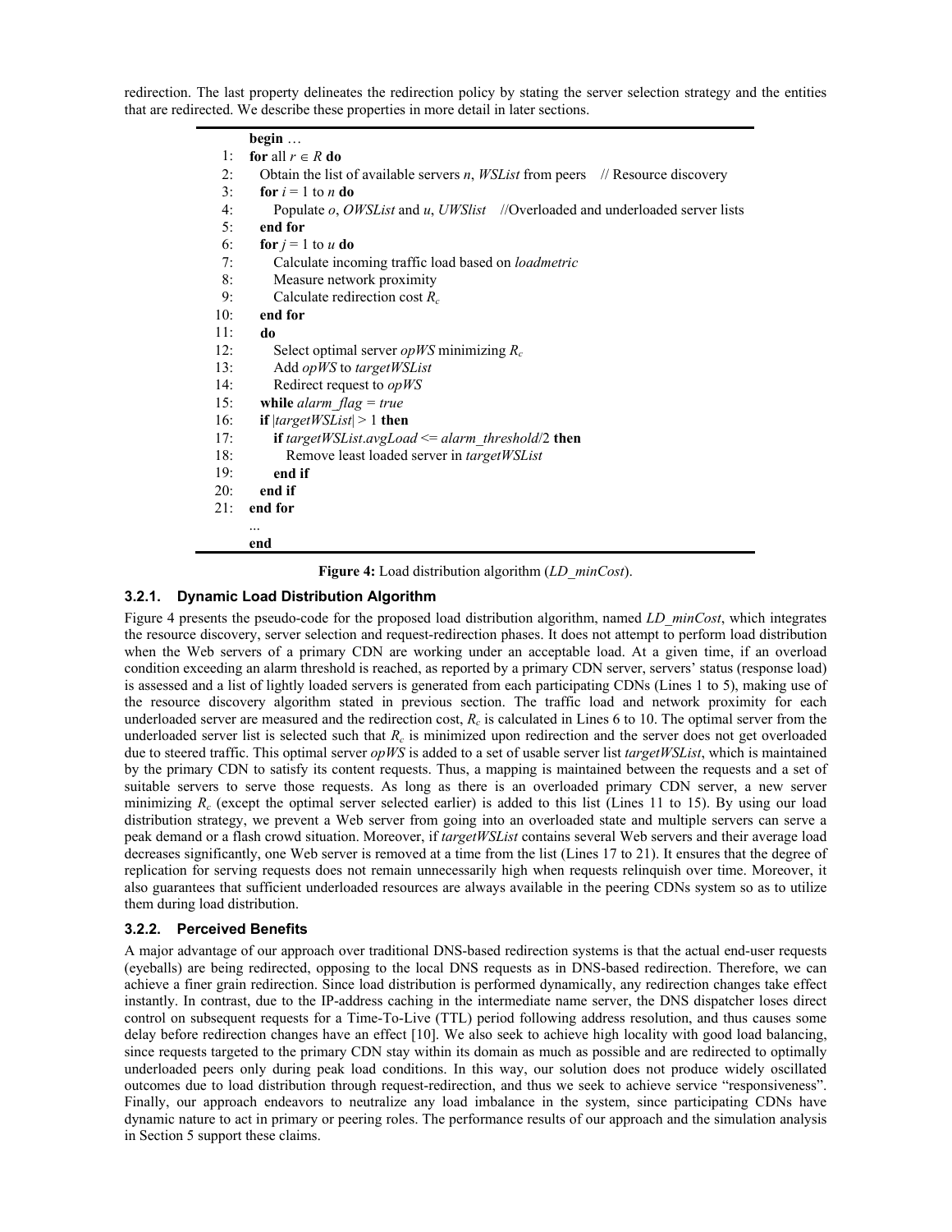redirection. The last property delineates the redirection policy by stating the server selection strategy and the entities that are redirected. We describe these properties in more detail in later sections.

```
     begin …
 1:  for all r ∈ R do
 2:    Obtain the list of available servers n, WSList from peers   // Resource discovery
 3:    for i = 1 to n do
 4:      Populate o, OWSList and u, UWSlist   //Overloaded and underloaded server lists
 5:    end for
 6:    for j = 1 to u do
 7:      Calculate incoming traffic load based on loadmetric
 8:      Measure network proximity
 9:      Calculate redirection cost R_c
10:    end for
11:    do
12:      Select optimal server opWS minimizing R_c
13:      Add opWS to targetWSList
14:      Redirect request to opWS
15:    while alarm_flag = true
16:    if |targetWSList| > 1 then
17:      if targetWSList.avgLoad <= alarm_threshold/2 then
18:        Remove least loaded server in targetWSList
19:      end if
20:    end if
21:  end for
     ...
     end
```

**Figure 4:** Load distribution algorithm (*LD_minCost*).

### 3.2.1. Dynamic Load Distribution Algorithm

Figure 4 presents the pseudo-code for the proposed load distribution algorithm, named *LD_minCost*, which integrates the resource discovery, server selection and request-redirection phases. It does not attempt to perform load distribution when the Web servers of a primary CDN are working under an acceptable load. At a given time, if an overload condition exceeding an alarm threshold is reached, as reported by a primary CDN server, servers' status (response load) is assessed and a list of lightly loaded servers is generated from each participating CDNs (Lines 1 to 5), making use of the resource discovery algorithm stated in previous section. The traffic load and network proximity for each underloaded server are measured and the redirection cost, $R_c$ is calculated in Lines 6 to 10. The optimal server from the underloaded server list is selected such that $R_c$ is minimized upon redirection and the server does not get overloaded due to steered traffic. This optimal server *opWS* is added to a set of usable server list *targetWSList*, which is maintained by the primary CDN to satisfy its content requests. Thus, a mapping is maintained between the requests and a set of suitable servers to serve those requests. As long as there is an overloaded primary CDN server, a new server minimizing $R_c$ (except the optimal server selected earlier) is added to this list (Lines 11 to 15). By using our load distribution strategy, we prevent a Web server from going into an overloaded state and multiple servers can serve a peak demand or a flash crowd situation. Moreover, if *targetWSList* contains several Web servers and their average load decreases significantly, one Web server is removed at a time from the list (Lines 17 to 21). It ensures that the degree of replication for serving requests does not remain unnecessarily high when requests relinquish over time. Moreover, it also guarantees that sufficient underloaded resources are always available in the peering CDNs system so as to utilize them during load distribution.

### 3.2.2. Perceived Benefits

A major advantage of our approach over traditional DNS-based redirection systems is that the actual end-user requests (eyeballs) are being redirected, opposing to the local DNS requests as in DNS-based redirection. Therefore, we can achieve a finer grain redirection. Since load distribution is performed dynamically, any redirection changes take effect instantly. In contrast, due to the IP-address caching in the intermediate name server, the DNS dispatcher loses direct control on subsequent requests for a Time-To-Live (TTL) period following address resolution, and thus causes some delay before redirection changes have an effect [10]. We also seek to achieve high locality with good load balancing, since requests targeted to the primary CDN stay within its domain as much as possible and are redirected to optimally underloaded peers only during peak load conditions. In this way, our solution does not produce widely oscillated outcomes due to load distribution through request-redirection, and thus we seek to achieve service "responsiveness". Finally, our approach endeavors to neutralize any load imbalance in the system, since participating CDNs have dynamic nature to act in primary or peering roles. The performance results of our approach and the simulation analysis in Section 5 support these claims.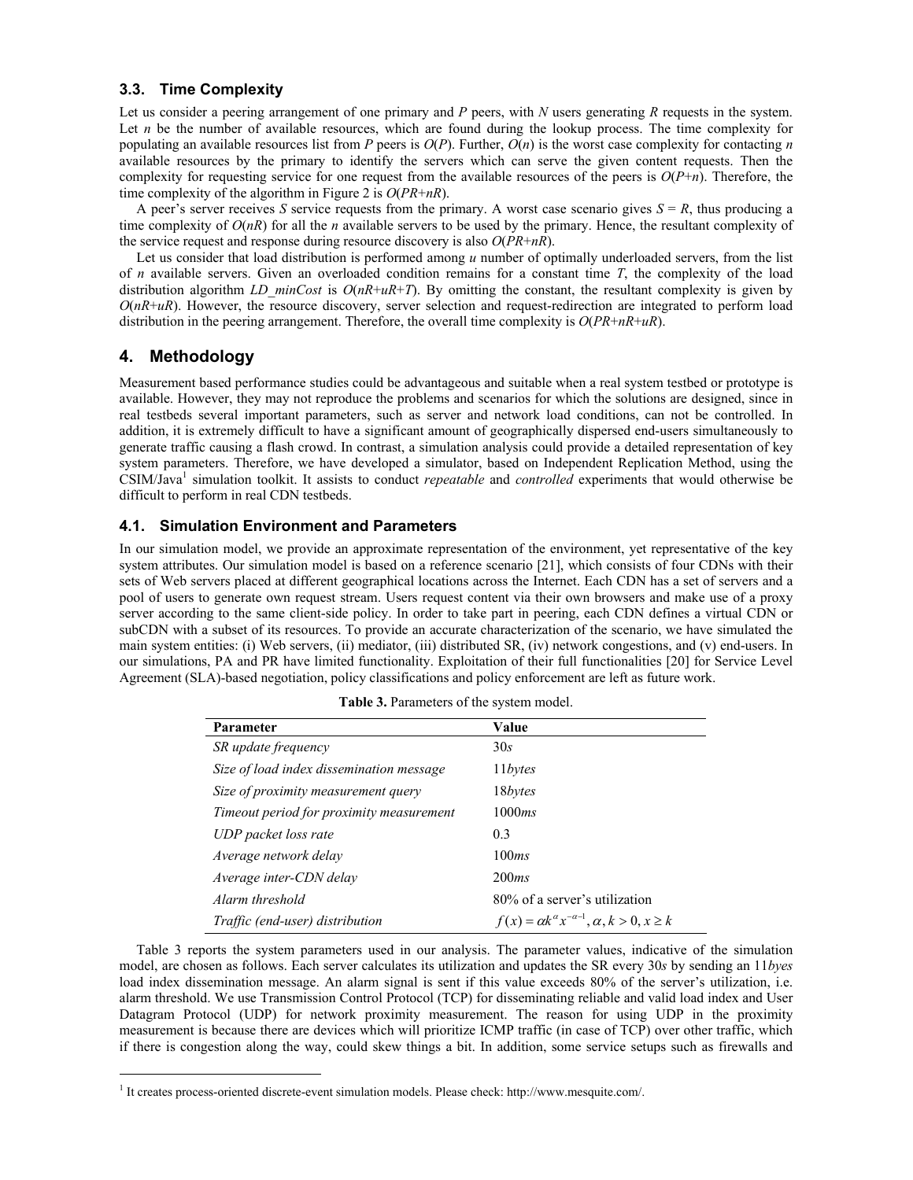### 3.3. Time Complexity

Let us consider a peering arrangement of one primary and $P$ peers, with $N$ users generating $R$ requests in the system. Let $n$ be the number of available resources, which are found during the lookup process. The time complexity for populating an available resources list from $P$ peers is $O(P)$. Further, $O(n)$ is the worst case complexity for contacting $n$ available resources by the primary to identify the servers which can serve the given content requests. Then the complexity for requesting service for one request from the available resources of the peers is $O(P+n)$. Therefore, the time complexity of the algorithm in Figure 2 is $O(PR+nR)$.

A peer's server receives $S$ service requests from the primary. A worst case scenario gives $S = R$, thus producing a time complexity of $O(nR)$ for all the $n$ available servers to be used by the primary. Hence, the resultant complexity of the service request and response during resource discovery is also $O(PR+nR)$.

Let us consider that load distribution is performed among $u$ number of optimally underloaded servers, from the list of $n$ available servers. Given an overloaded condition remains for a constant time $T$, the complexity of the load distribution algorithm *LD_minCost* is $O(nR+uR+T)$. By omitting the constant, the resultant complexity is given by $O(nR+uR)$. However, the resource discovery, server selection and request-redirection are integrated to perform load distribution in the peering arrangement. Therefore, the overall time complexity is $O(PR+nR+uR)$.

## 4. Methodology

Measurement based performance studies could be advantageous and suitable when a real system testbed or prototype is available. However, they may not reproduce the problems and scenarios for which the solutions are designed, since in real testbeds several important parameters, such as server and network load conditions, can not be controlled. In addition, it is extremely difficult to have a significant amount of geographically dispersed end-users simultaneously to generate traffic causing a flash crowd. In contrast, a simulation analysis could provide a detailed representation of key system parameters. Therefore, we have developed a simulator, based on Independent Replication Method, using the CSIM/Java[1] simulation toolkit. It assists to conduct *repeatable* and *controlled* experiments that would otherwise be difficult to perform in real CDN testbeds.

### 4.1. Simulation Environment and Parameters

In our simulation model, we provide an approximate representation of the environment, yet representative of the key system attributes. Our simulation model is based on a reference scenario [21], which consists of four CDNs with their sets of Web servers placed at different geographical locations across the Internet. Each CDN has a set of servers and a pool of users to generate own request stream. Users request content via their own browsers and make use of a proxy server according to the same client-side policy. In order to take part in peering, each CDN defines a virtual CDN or subCDN with a subset of its resources. To provide an accurate characterization of the scenario, we have simulated the main system entities: (i) Web servers, (ii) mediator, (iii) distributed SR, (iv) network congestions, and (v) end-users. In our simulations, PA and PR have limited functionality. Exploitation of their full functionalities [20] for Service Level Agreement (SLA)-based negotiation, policy classifications and policy enforcement are left as future work.

**Table 3.** Parameters of the system model.

| Parameter | Value |
|---|---|
| *SR update frequency* | 30*s* |
| *Size of load index dissemination message* | 11*bytes* |
| *Size of proximity measurement query* | 18*bytes* |
| *Timeout period for proximity measurement* | 1000*ms* |
| *UDP packet loss rate* | 0.3 |
| *Average network delay* | 100*ms* |
| *Average inter-CDN delay* | 200*ms* |
| *Alarm threshold* | 80% of a server's utilization |
| *Traffic (end-user) distribution* | $f(x) = \alpha k^{\alpha} x^{-\alpha-1}, \alpha, k > 0, x \geq k$ |

Table 3 reports the system parameters used in our analysis. The parameter values, indicative of the simulation model, are chosen as follows. Each server calculates its utilization and updates the SR every 30*s* by sending an 11*byes* load index dissemination message. An alarm signal is sent if this value exceeds 80% of the server's utilization, i.e. alarm threshold. We use Transmission Control Protocol (TCP) for disseminating reliable and valid load index and User Datagram Protocol (UDP) for network proximity measurement. The reason for using UDP in the proximity measurement is because there are devices which will prioritize ICMP traffic (in case of TCP) over other traffic, which if there is congestion along the way, could skew things a bit. In addition, some service setups such as firewalls and

[1] It creates process-oriented discrete-event simulation models. Please check: http://www.mesquite.com/.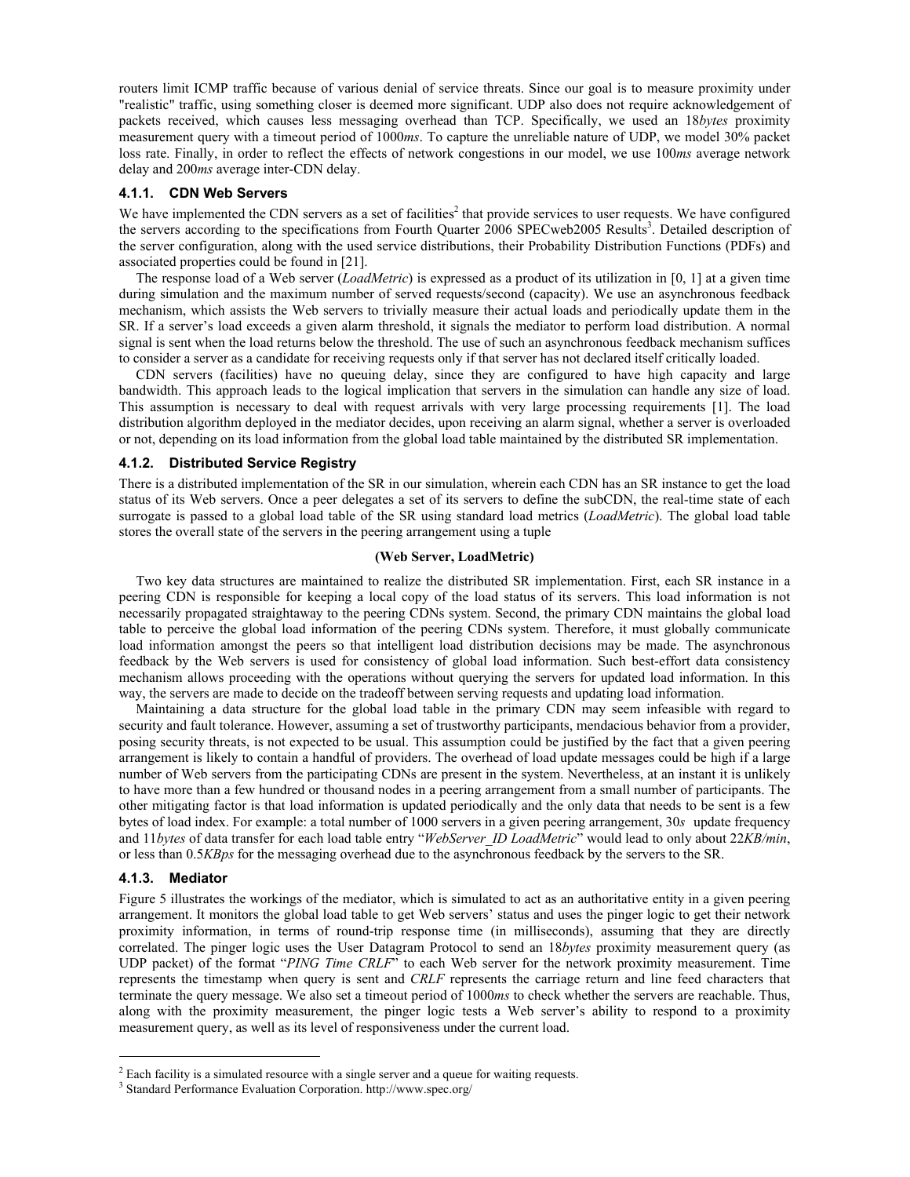routers limit ICMP traffic because of various denial of service threats. Since our goal is to measure proximity under "realistic" traffic, using something closer is deemed more significant. UDP also does not require acknowledgement of packets received, which causes less messaging overhead than TCP. Specifically, we used an 18*bytes* proximity measurement query with a timeout period of 1000*ms*. To capture the unreliable nature of UDP, we model 30% packet loss rate. Finally, in order to reflect the effects of network congestions in our model, we use 100*ms* average network delay and 200*ms* average inter-CDN delay.

#### 4.1.1. CDN Web Servers

We have implemented the CDN servers as a set of facilities[2] that provide services to user requests. We have configured the servers according to the specifications from Fourth Quarter 2006 SPECweb2005 Results[3]. Detailed description of the server configuration, along with the used service distributions, their Probability Distribution Functions (PDFs) and associated properties could be found in [21].

The response load of a Web server (*LoadMetric*) is expressed as a product of its utilization in [0, 1] at a given time during simulation and the maximum number of served requests/second (capacity). We use an asynchronous feedback mechanism, which assists the Web servers to trivially measure their actual loads and periodically update them in the SR. If a server's load exceeds a given alarm threshold, it signals the mediator to perform load distribution. A normal signal is sent when the load returns below the threshold. The use of such an asynchronous feedback mechanism suffices to consider a server as a candidate for receiving requests only if that server has not declared itself critically loaded.

CDN servers (facilities) have no queuing delay, since they are configured to have high capacity and large bandwidth. This approach leads to the logical implication that servers in the simulation can handle any size of load. This assumption is necessary to deal with request arrivals with very large processing requirements [1]. The load distribution algorithm deployed in the mediator decides, upon receiving an alarm signal, whether a server is overloaded or not, depending on its load information from the global load table maintained by the distributed SR implementation.

#### 4.1.2. Distributed Service Registry

There is a distributed implementation of the SR in our simulation, wherein each CDN has an SR instance to get the load status of its Web servers. Once a peer delegates a set of its servers to define the subCDN, the real-time state of each surrogate is passed to a global load table of the SR using standard load metrics (*LoadMetric*). The global load table stores the overall state of the servers in the peering arrangement using a tuple

**(Web Server, LoadMetric)**

Two key data structures are maintained to realize the distributed SR implementation. First, each SR instance in a peering CDN is responsible for keeping a local copy of the load status of its servers. This load information is not necessarily propagated straightaway to the peering CDNs system. Second, the primary CDN maintains the global load table to perceive the global load information of the peering CDNs system. Therefore, it must globally communicate load information amongst the peers so that intelligent load distribution decisions may be made. The asynchronous feedback by the Web servers is used for consistency of global load information. Such best-effort data consistency mechanism allows proceeding with the operations without querying the servers for updated load information. In this way, the servers are made to decide on the tradeoff between serving requests and updating load information.

Maintaining a data structure for the global load table in the primary CDN may seem infeasible with regard to security and fault tolerance. However, assuming a set of trustworthy participants, mendacious behavior from a provider, posing security threats, is not expected to be usual. This assumption could be justified by the fact that a given peering arrangement is likely to contain a handful of providers. The overhead of load update messages could be high if a large number of Web servers from the participating CDNs are present in the system. Nevertheless, at an instant it is unlikely to have more than a few hundred or thousand nodes in a peering arrangement from a small number of participants. The other mitigating factor is that load information is updated periodically and the only data that needs to be sent is a few bytes of load index. For example: a total number of 1000 servers in a given peering arrangement, 30*s* update frequency and 11*bytes* of data transfer for each load table entry "*WebServer_ID LoadMetric*" would lead to only about 22*KB/min*, or less than 0.5*KBps* for the messaging overhead due to the asynchronous feedback by the servers to the SR.

#### 4.1.3. Mediator

Figure 5 illustrates the workings of the mediator, which is simulated to act as an authoritative entity in a given peering arrangement. It monitors the global load table to get Web servers' status and uses the pinger logic to get their network proximity information, in terms of round-trip response time (in milliseconds), assuming that they are directly correlated. The pinger logic uses the User Datagram Protocol to send an 18*bytes* proximity measurement query (as UDP packet) of the format "*PING Time CRLF*" to each Web server for the network proximity measurement. Time represents the timestamp when query is sent and *CRLF* represents the carriage return and line feed characters that terminate the query message. We also set a timeout period of 1000*ms* to check whether the servers are reachable. Thus, along with the proximity measurement, the pinger logic tests a Web server's ability to respond to a proximity measurement query, as well as its level of responsiveness under the current load.

---

[2] Each facility is a simulated resource with a single server and a queue for waiting requests.

[3] Standard Performance Evaluation Corporation. http://www.spec.org/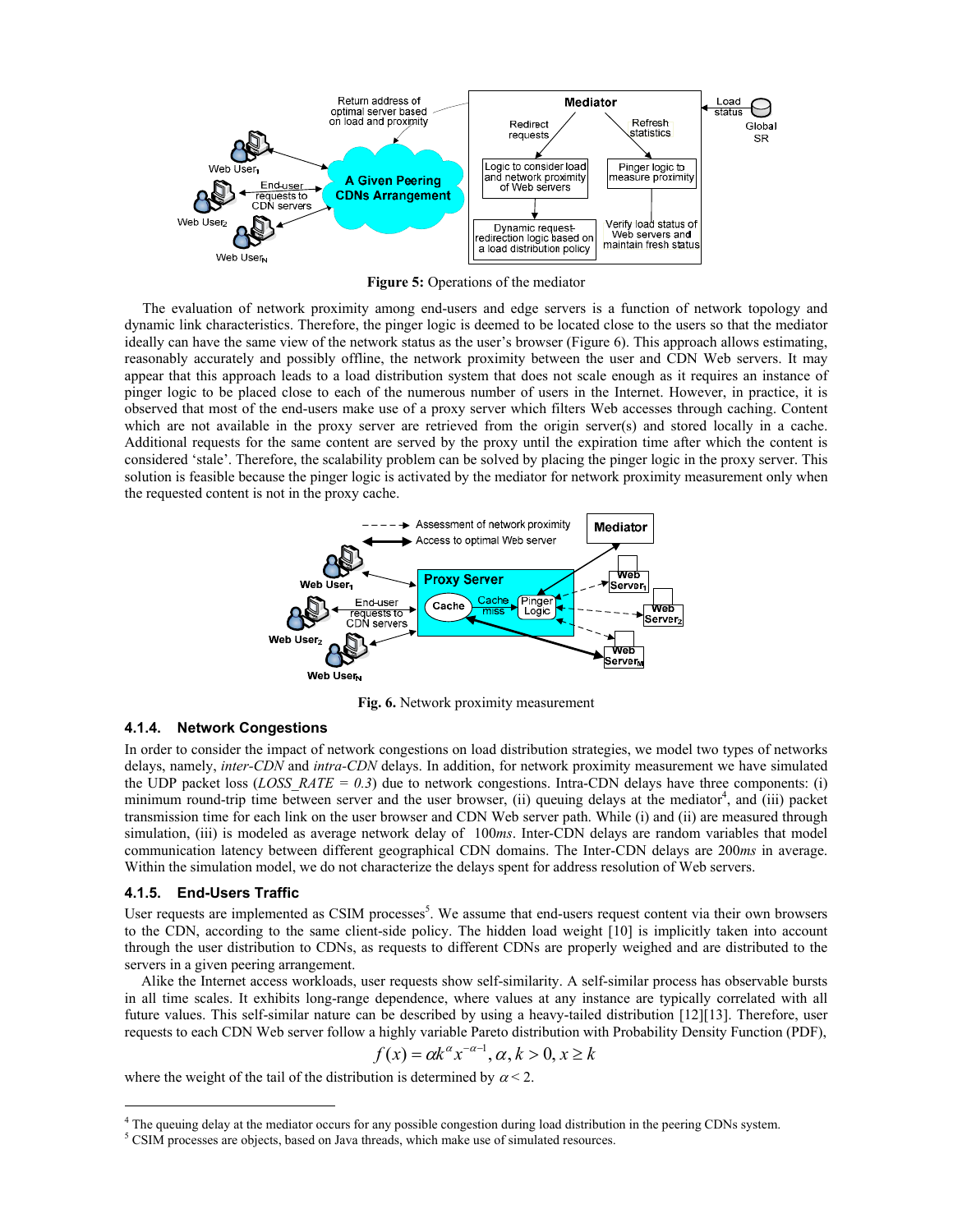Return address of optimal server based on load and proximity

Mediator

Redirect requests

Refresh statistics

Load status

Global SR

Web User1

Web User2

Web UserN

End-user requests to CDN servers

A Given Peering CDNs Arrangement

Logic to consider load and network proximity of Web servers

Pinger logic to measure proximity

Dynamic request-redirection logic based on a load distribution policy

Verify load status of Web servers and maintain fresh status

**Figure 5:** Operations of the mediator

The evaluation of network proximity among end-users and edge servers is a function of network topology and dynamic link characteristics. Therefore, the pinger logic is deemed to be located close to the users so that the mediator ideally can have the same view of the network status as the user's browser (Figure 6). This approach allows estimating, reasonably accurately and possibly offline, the network proximity between the user and CDN Web servers. It may appear that this approach leads to a load distribution system that does not scale enough as it requires an instance of pinger logic to be placed close to each of the numerous number of users in the Internet. However, in practice, it is observed that most of the end-users make use of a proxy server which filters Web accesses through caching. Content which are not available in the proxy server are retrieved from the origin server(s) and stored locally in a cache. Additional requests for the same content are served by the proxy until the expiration time after which the content is considered 'stale'. Therefore, the scalability problem can be solved by placing the pinger logic in the proxy server. This solution is feasible because the pinger logic is activated by the mediator for network proximity measurement only when the requested content is not in the proxy cache.

Assessment of network proximity

Access to optimal Web server

Mediator

Web User1

Web User2

Web UserN

End-user requests to CDN servers

Proxy Server

Cache

Cache miss

Pinger Logic

Web Server1

Web Server2

Web ServerM

**Fig. 6.** Network proximity measurement

### 4.1.4. Network Congestions

In order to consider the impact of network congestions on load distribution strategies, we model two types of networks delays, namely, *inter-CDN* and *intra-CDN* delays. In addition, for network proximity measurement we have simulated the UDP packet loss (*LOSS_RATE = 0.3*) due to network congestions. Intra-CDN delays have three components: (i) minimum round-trip time between server and the user browser, (ii) queuing delays at the mediator[4], and (iii) packet transmission time for each link on the user browser and CDN Web server path. While (i) and (ii) are measured through simulation, (iii) is modeled as average network delay of 100*ms*. Inter-CDN delays are random variables that model communication latency between different geographical CDN domains. The Inter-CDN delays are 200*ms* in average. Within the simulation model, we do not characterize the delays spent for address resolution of Web servers.

### 4.1.5. End-Users Traffic

User requests are implemented as CSIM processes[5]. We assume that end-users request content via their own browsers to the CDN, according to the same client-side policy. The hidden load weight [10] is implicitly taken into account through the user distribution to CDNs, as requests to different CDNs are properly weighed and are distributed to the servers in a given peering arrangement.

Alike the Internet access workloads, user requests show self-similarity. A self-similar process has observable bursts in all time scales. It exhibits long-range dependence, where values at any instance are typically correlated with all future values. This self-similar nature can be described by using a heavy-tailed distribution [12][13]. Therefore, user requests to each CDN Web server follow a highly variable Pareto distribution with Probability Density Function (PDF),

$$f(x) = \alpha k^{\alpha} x^{-\alpha-1}, \alpha, k > 0, x \geq k$$

where the weight of the tail of the distribution is determined by $\alpha < 2$.

---

[4] The queuing delay at the mediator occurs for any possible congestion during load distribution in the peering CDNs system.

[5] CSIM processes are objects, based on Java threads, which make use of simulated resources.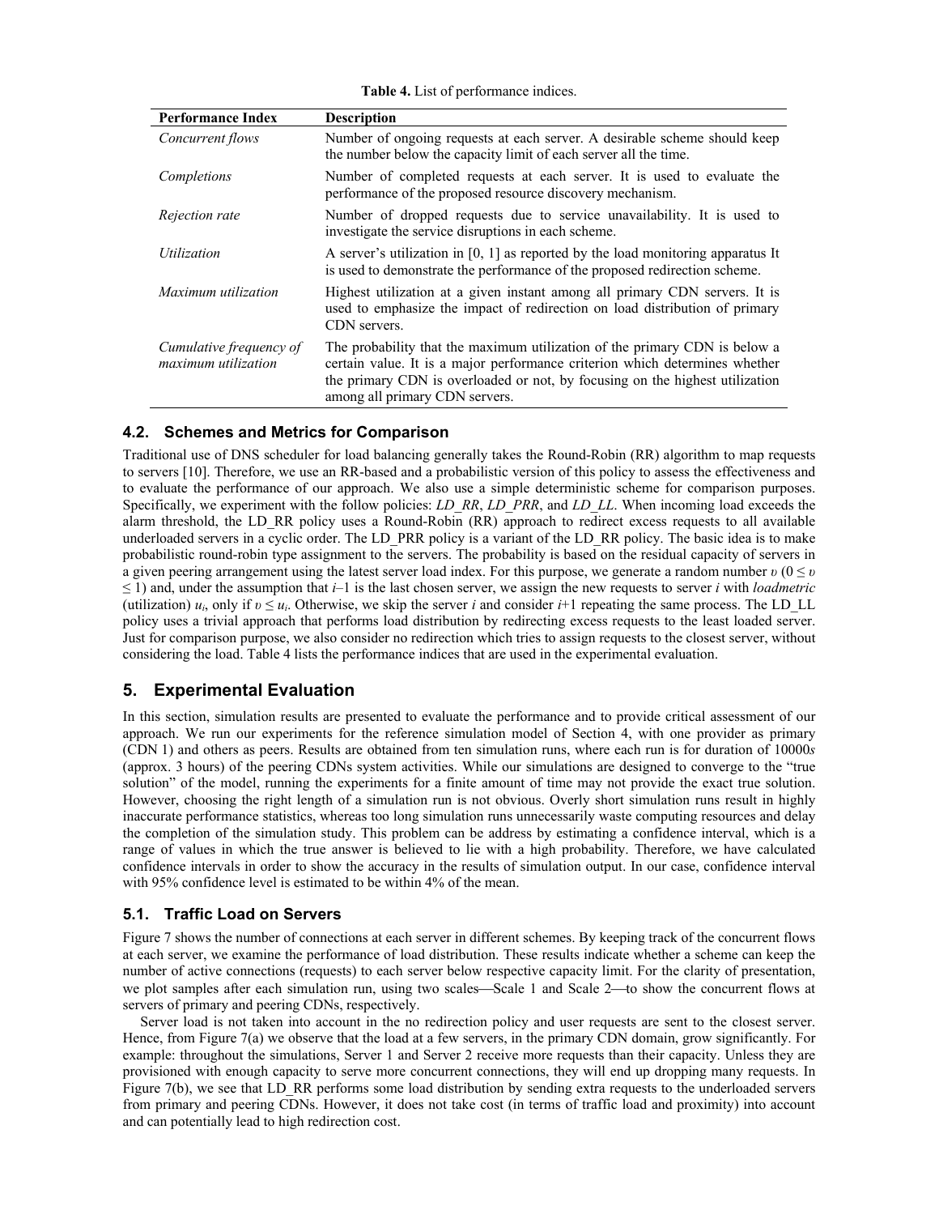**Table 4.** List of performance indices.

| Performance Index | Description |
| --- | --- |
| *Concurrent flows* | Number of ongoing requests at each server. A desirable scheme should keep the number below the capacity limit of each server all the time. |
| *Completions* | Number of completed requests at each server. It is used to evaluate the performance of the proposed resource discovery mechanism. |
| *Rejection rate* | Number of dropped requests due to service unavailability. It is used to investigate the service disruptions in each scheme. |
| *Utilization* | A server's utilization in [0, 1] as reported by the load monitoring apparatus It is used to demonstrate the performance of the proposed redirection scheme. |
| *Maximum utilization* | Highest utilization at a given instant among all primary CDN servers. It is used to emphasize the impact of redirection on load distribution of primary CDN servers. |
| *Cumulative frequency of maximum utilization* | The probability that the maximum utilization of the primary CDN is below a certain value. It is a major performance criterion which determines whether the primary CDN is overloaded or not, by focusing on the highest utilization among all primary CDN servers. |

### 4.2. Schemes and Metrics for Comparison

Traditional use of DNS scheduler for load balancing generally takes the Round-Robin (RR) algorithm to map requests to servers [10]. Therefore, we use an RR-based and a probabilistic version of this policy to assess the effectiveness and to evaluate the performance of our approach. We also use a simple deterministic scheme for comparison purposes. Specifically, we experiment with the follow policies: *LD_RR*, *LD_PRR*, and *LD_LL*. When incoming load exceeds the alarm threshold, the LD_RR policy uses a Round-Robin (RR) approach to redirect excess requests to all available underloaded servers in a cyclic order. The LD_PRR policy is a variant of the LD_RR policy. The basic idea is to make probabilistic round-robin type assignment to the servers. The probability is based on the residual capacity of servers in a given peering arrangement using the latest server load index. For this purpose, we generate a random number $\upsilon$ ($0 \leq \upsilon \leq 1$) and, under the assumption that $i$–1 is the last chosen server, we assign the new requests to server $i$ with *loadmetric* (utilization) $u_i$, only if $\upsilon \leq u_i$. Otherwise, we skip the server $i$ and consider $i$+1 repeating the same process. The LD_LL policy uses a trivial approach that performs load distribution by redirecting excess requests to the least loaded server. Just for comparison purpose, we also consider no redirection which tries to assign requests to the closest server, without considering the load. Table 4 lists the performance indices that are used in the experimental evaluation.

## 5. Experimental Evaluation

In this section, simulation results are presented to evaluate the performance and to provide critical assessment of our approach. We run our experiments for the reference simulation model of Section 4, with one provider as primary (CDN 1) and others as peers. Results are obtained from ten simulation runs, where each run is for duration of 10000*s* (approx. 3 hours) of the peering CDNs system activities. While our simulations are designed to converge to the "true solution" of the model, running the experiments for a finite amount of time may not provide the exact true solution. However, choosing the right length of a simulation run is not obvious. Overly short simulation runs result in highly inaccurate performance statistics, whereas too long simulation runs unnecessarily waste computing resources and delay the completion of the simulation study. This problem can be address by estimating a confidence interval, which is a range of values in which the true answer is believed to lie with a high probability. Therefore, we have calculated confidence intervals in order to show the accuracy in the results of simulation output. In our case, confidence interval with 95% confidence level is estimated to be within 4% of the mean.

### 5.1. Traffic Load on Servers

Figure 7 shows the number of connections at each server in different schemes. By keeping track of the concurrent flows at each server, we examine the performance of load distribution. These results indicate whether a scheme can keep the number of active connections (requests) to each server below respective capacity limit. For the clarity of presentation, we plot samples after each simulation run, using two scales—Scale 1 and Scale 2—to show the concurrent flows at servers of primary and peering CDNs, respectively.

Server load is not taken into account in the no redirection policy and user requests are sent to the closest server. Hence, from Figure 7(a) we observe that the load at a few servers, in the primary CDN domain, grow significantly. For example: throughout the simulations, Server 1 and Server 2 receive more requests than their capacity. Unless they are provisioned with enough capacity to serve more concurrent connections, they will end up dropping many requests. In Figure 7(b), we see that LD_RR performs some load distribution by sending extra requests to the underloaded servers from primary and peering CDNs. However, it does not take cost (in terms of traffic load and proximity) into account and can potentially lead to high redirection cost.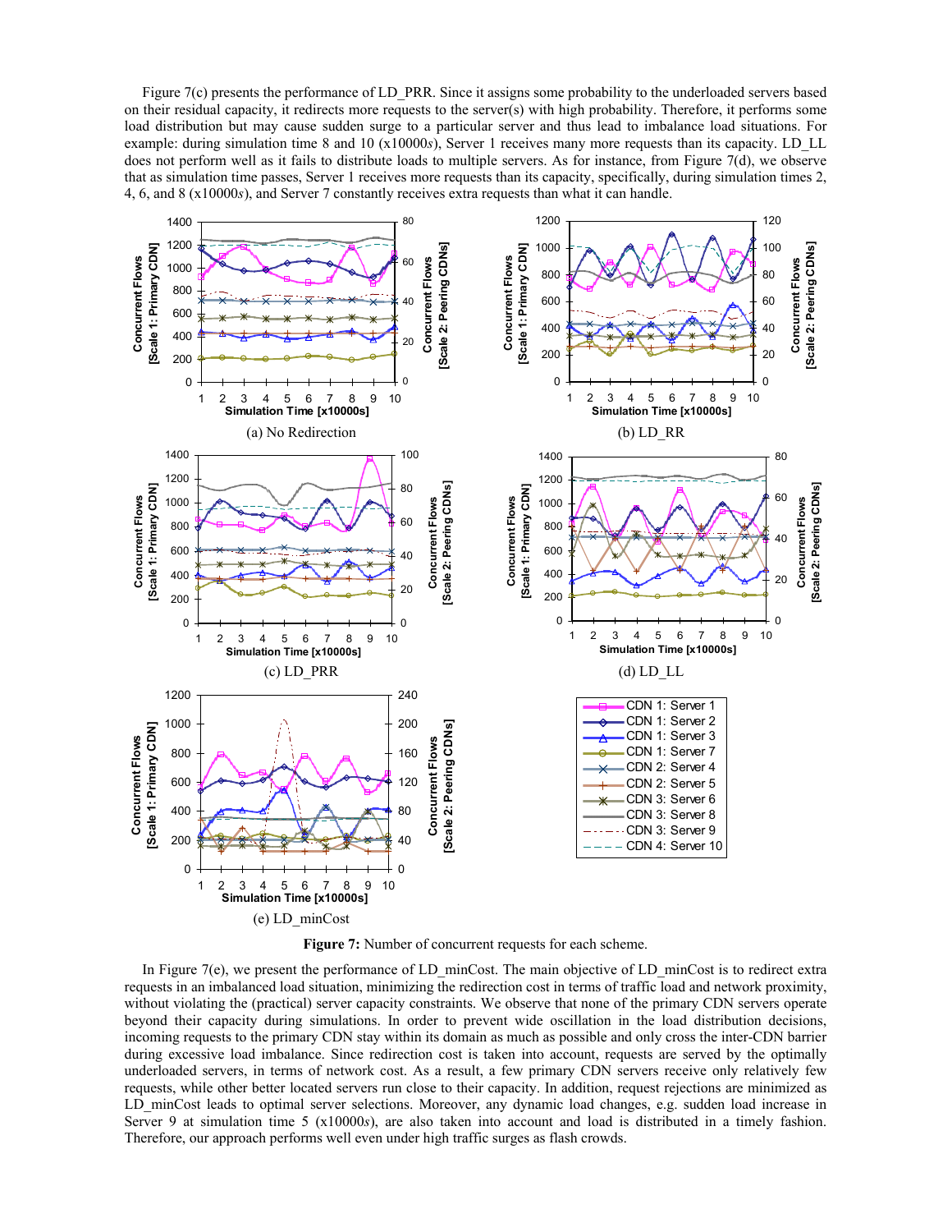Figure 7(c) presents the performance of LD_PRR. Since it assigns some probability to the underloaded servers based on their residual capacity, it redirects more requests to the server(s) with high probability. Therefore, it performs some load distribution but may cause sudden surge to a particular server and thus lead to imbalance load situations. For example: during simulation time 8 and 10 (x10000*s*), Server 1 receives many more requests than its capacity. LD_LL does not perform well as it fails to distribute loads to multiple servers. As for instance, from Figure 7(d), we observe that as simulation time passes, Server 1 receives more requests than its capacity, specifically, during simulation times 2, 4, 6, and 8 (x10000*s*), and Server 7 constantly receives extra requests than what it can handle.

(a) No Redirection

(b) LD_RR

(c) LD_PRR

(d) LD_LL

(e) LD_minCost

**Figure 7:** Number of concurrent requests for each scheme.

In Figure 7(e), we present the performance of LD_minCost. The main objective of LD_minCost is to redirect extra requests in an imbalanced load situation, minimizing the redirection cost in terms of traffic load and network proximity, without violating the (practical) server capacity constraints. We observe that none of the primary CDN servers operate beyond their capacity during simulations. In order to prevent wide oscillation in the load distribution decisions, incoming requests to the primary CDN stay within its domain as much as possible and only cross the inter-CDN barrier during excessive load imbalance. Since redirection cost is taken into account, requests are served by the optimally underloaded servers, in terms of network cost. As a result, a few primary CDN servers receive only relatively few requests, while other better located servers run close to their capacity. In addition, request rejections are minimized as LD_minCost leads to optimal server selections. Moreover, any dynamic load changes, e.g. sudden load increase in Server 9 at simulation time 5 (x10000*s*), are also taken into account and load is distributed in a timely fashion. Therefore, our approach performs well even under high traffic surges as flash crowds.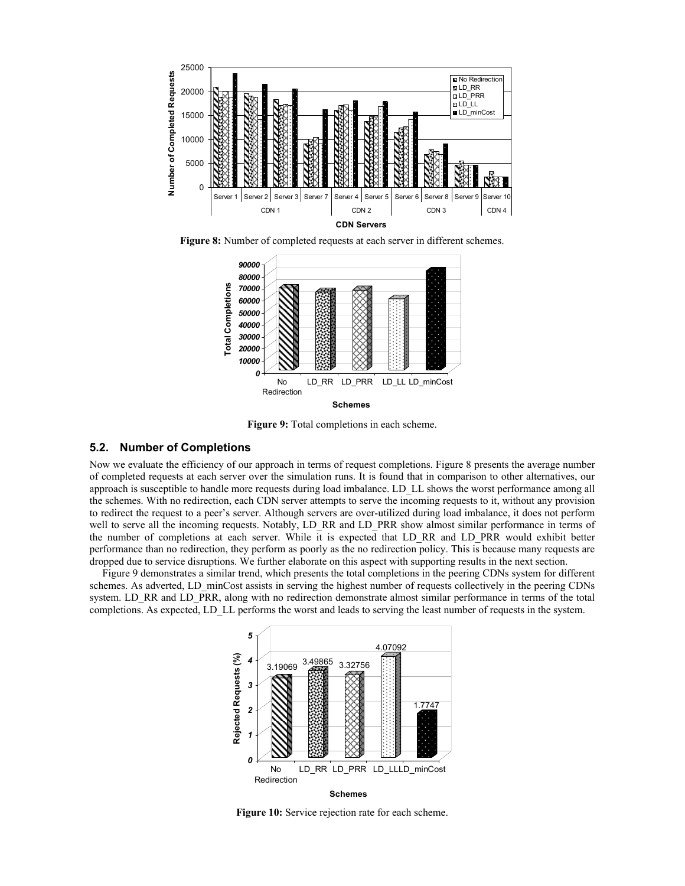**Figure 8:** Number of completed requests at each server in different schemes.

**Figure 9:** Total completions in each scheme.

## 5.2. Number of Completions

Now we evaluate the efficiency of our approach in terms of request completions. Figure 8 presents the average number of completed requests at each server over the simulation runs. It is found that in comparison to other alternatives, our approach is susceptible to handle more requests during load imbalance. LD_LL shows the worst performance among all the schemes. With no redirection, each CDN server attempts to serve the incoming requests to it, without any provision to redirect the request to a peer's server. Although servers are over-utilized during load imbalance, it does not perform well to serve all the incoming requests. Notably, LD_RR and LD_PRR show almost similar performance in terms of the number of completions at each server. While it is expected that LD_RR and LD_PRR would exhibit better performance than no redirection, they perform as poorly as the no redirection policy. This is because many requests are dropped due to service disruptions. We further elaborate on this aspect with supporting results in the next section.

Figure 9 demonstrates a similar trend, which presents the total completions in the peering CDNs system for different schemes. As adverted, LD_minCost assists in serving the highest number of requests collectively in the peering CDNs system. LD_RR and LD_PRR, along with no redirection demonstrate almost similar performance in terms of the total completions. As expected, LD_LL performs the worst and leads to serving the least number of requests in the system.

**Figure 10:** Service rejection rate for each scheme.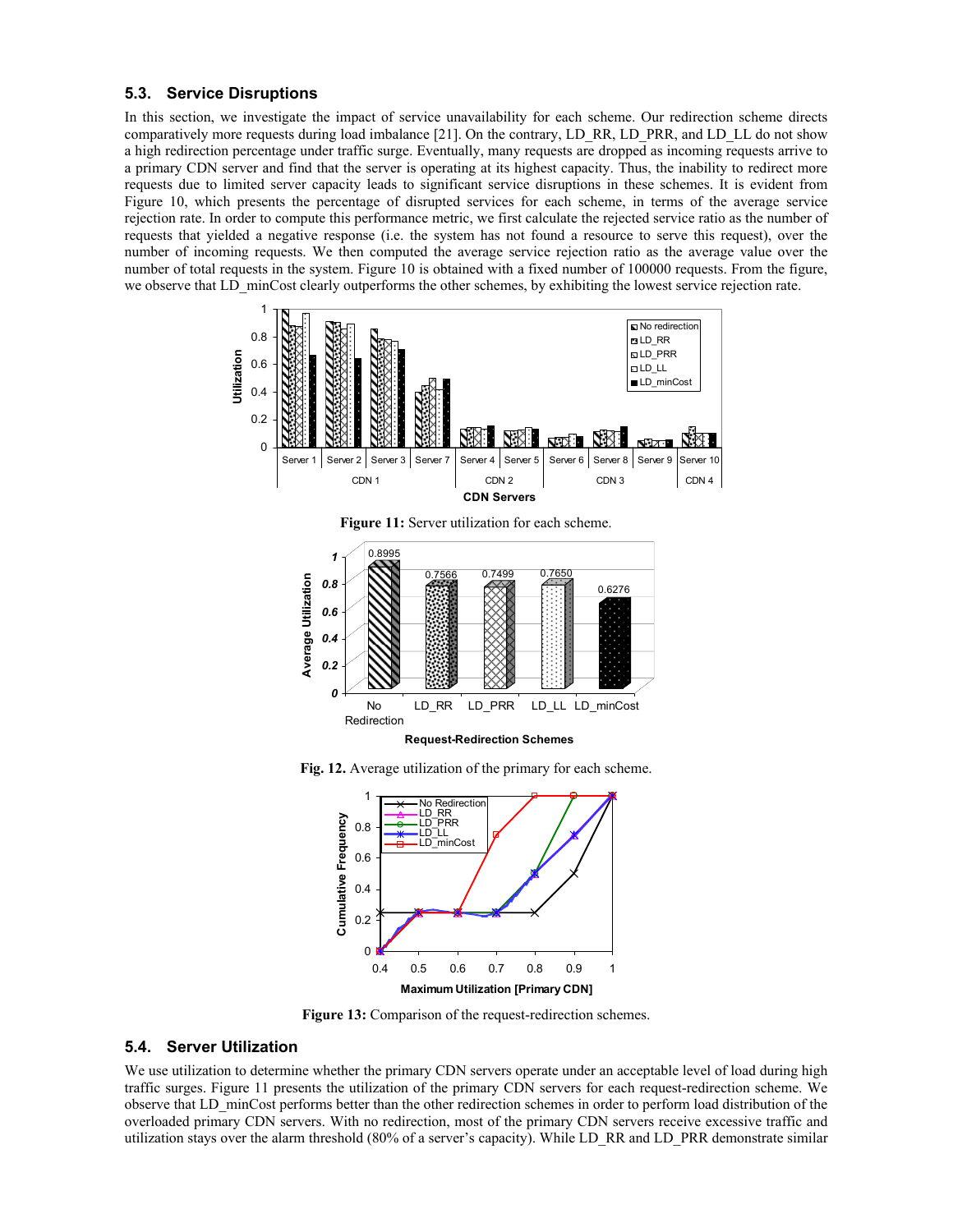## 5.3. Service Disruptions

In this section, we investigate the impact of service unavailability for each scheme. Our redirection scheme directs comparatively more requests during load imbalance [21]. On the contrary, LD_RR, LD_PRR, and LD_LL do not show a high redirection percentage under traffic surge. Eventually, many requests are dropped as incoming requests arrive to a primary CDN server and find that the server is operating at its highest capacity. Thus, the inability to redirect more requests due to limited server capacity leads to significant service disruptions in these schemes. It is evident from Figure 10, which presents the percentage of disrupted services for each scheme, in terms of the average service rejection rate. In order to compute this performance metric, we first calculate the rejected service ratio as the number of requests that yielded a negative response (i.e. the system has not found a resource to serve this request), over the number of incoming requests. We then computed the average service rejection ratio as the average value over the number of total requests in the system. Figure 10 is obtained with a fixed number of 100000 requests. From the figure, we observe that LD_minCost clearly outperforms the other schemes, by exhibiting the lowest service rejection rate.

**Figure 11:** Server utilization for each scheme.

**Fig. 12.** Average utilization of the primary for each scheme.

**Figure 13:** Comparison of the request-redirection schemes.

## 5.4. Server Utilization

We use utilization to determine whether the primary CDN servers operate under an acceptable level of load during high traffic surges. Figure 11 presents the utilization of the primary CDN servers for each request-redirection scheme. We observe that LD_minCost performs better than the other redirection schemes in order to perform load distribution of the overloaded primary CDN servers. With no redirection, most of the primary CDN servers receive excessive traffic and utilization stays over the alarm threshold (80% of a server's capacity). While LD_RR and LD_PRR demonstrate similar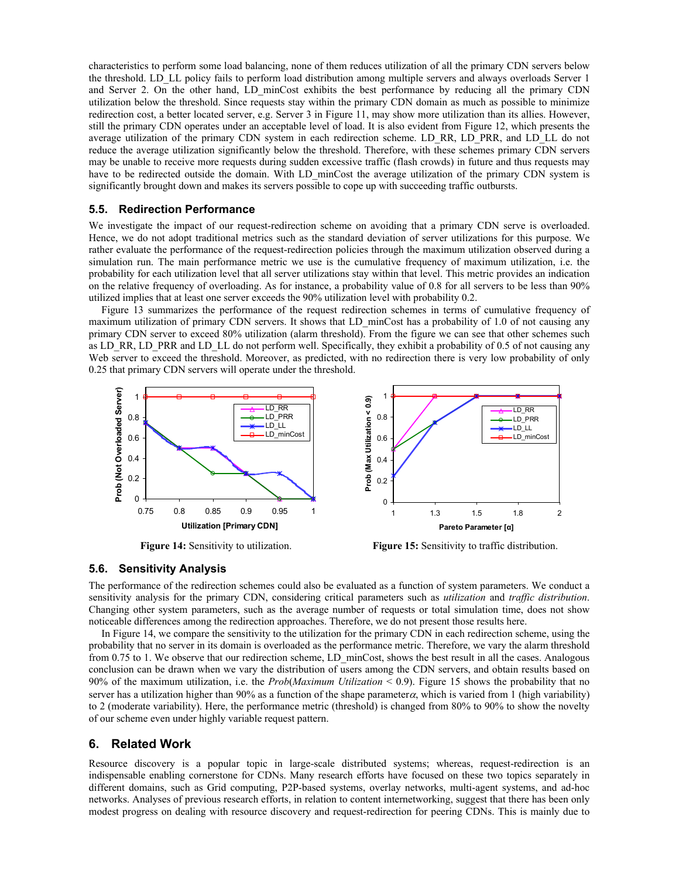characteristics to perform some load balancing, none of them reduces utilization of all the primary CDN servers below the threshold. LD_LL policy fails to perform load distribution among multiple servers and always overloads Server 1 and Server 2. On the other hand, LD_minCost exhibits the best performance by reducing all the primary CDN utilization below the threshold. Since requests stay within the primary CDN domain as much as possible to minimize redirection cost, a better located server, e.g. Server 3 in Figure 11, may show more utilization than its allies. However, still the primary CDN operates under an acceptable level of load. It is also evident from Figure 12, which presents the average utilization of the primary CDN system in each redirection scheme. LD_RR, LD_PRR, and LD_LL do not reduce the average utilization significantly below the threshold. Therefore, with these schemes primary CDN servers may be unable to receive more requests during sudden excessive traffic (flash crowds) in future and thus requests may have to be redirected outside the domain. With LD_minCost the average utilization of the primary CDN system is significantly brought down and makes its servers possible to cope up with succeeding traffic outbursts.

### 5.5. Redirection Performance

We investigate the impact of our request-redirection scheme on avoiding that a primary CDN serve is overloaded. Hence, we do not adopt traditional metrics such as the standard deviation of server utilizations for this purpose. We rather evaluate the performance of the request-redirection policies through the maximum utilization observed during a simulation run. The main performance metric we use is the cumulative frequency of maximum utilization, i.e. the probability for each utilization level that all server utilizations stay within that level. This metric provides an indication on the relative frequency of overloading. As for instance, a probability value of 0.8 for all servers to be less than 90% utilized implies that at least one server exceeds the 90% utilization level with probability 0.2.

Figure 13 summarizes the performance of the request redirection schemes in terms of cumulative frequency of maximum utilization of primary CDN servers. It shows that LD_minCost has a probability of 1.0 of not causing any primary CDN server to exceed 80% utilization (alarm threshold). From the figure we can see that other schemes such as LD_RR, LD_PRR and LD_LL do not perform well. Specifically, they exhibit a probability of 0.5 of not causing any Web server to exceed the threshold. Moreover, as predicted, with no redirection there is very low probability of only 0.25 that primary CDN servers will operate under the threshold.

**Figure 14:** Sensitivity to utilization.

**Figure 15:** Sensitivity to traffic distribution.

### 5.6. Sensitivity Analysis

The performance of the redirection schemes could also be evaluated as a function of system parameters. We conduct a sensitivity analysis for the primary CDN, considering critical parameters such as *utilization* and *traffic distribution*. Changing other system parameters, such as the average number of requests or total simulation time, does not show noticeable differences among the redirection approaches. Therefore, we do not present those results here.

In Figure 14, we compare the sensitivity to the utilization for the primary CDN in each redirection scheme, using the probability that no server in its domain is overloaded as the performance metric. Therefore, we vary the alarm threshold from 0.75 to 1. We observe that our redirection scheme, LD_minCost, shows the best result in all the cases. Analogous conclusion can be drawn when we vary the distribution of users among the CDN servers, and obtain results based on 90% of the maximum utilization, i.e. the *Prob*(*Maximum Utilization* < 0.9). Figure 15 shows the probability that no server has a utilization higher than 90% as a function of the shape parameter $\alpha$, which is varied from 1 (high variability) to 2 (moderate variability). Here, the performance metric (threshold) is changed from 80% to 90% to show the novelty of our scheme even under highly variable request pattern.

## 6. Related Work

Resource discovery is a popular topic in large-scale distributed systems; whereas, request-redirection is an indispensable enabling cornerstone for CDNs. Many research efforts have focused on these two topics separately in different domains, such as Grid computing, P2P-based systems, overlay networks, multi-agent systems, and ad-hoc networks. Analyses of previous research efforts, in relation to content internetworking, suggest that there has been only modest progress on dealing with resource discovery and request-redirection for peering CDNs. This is mainly due to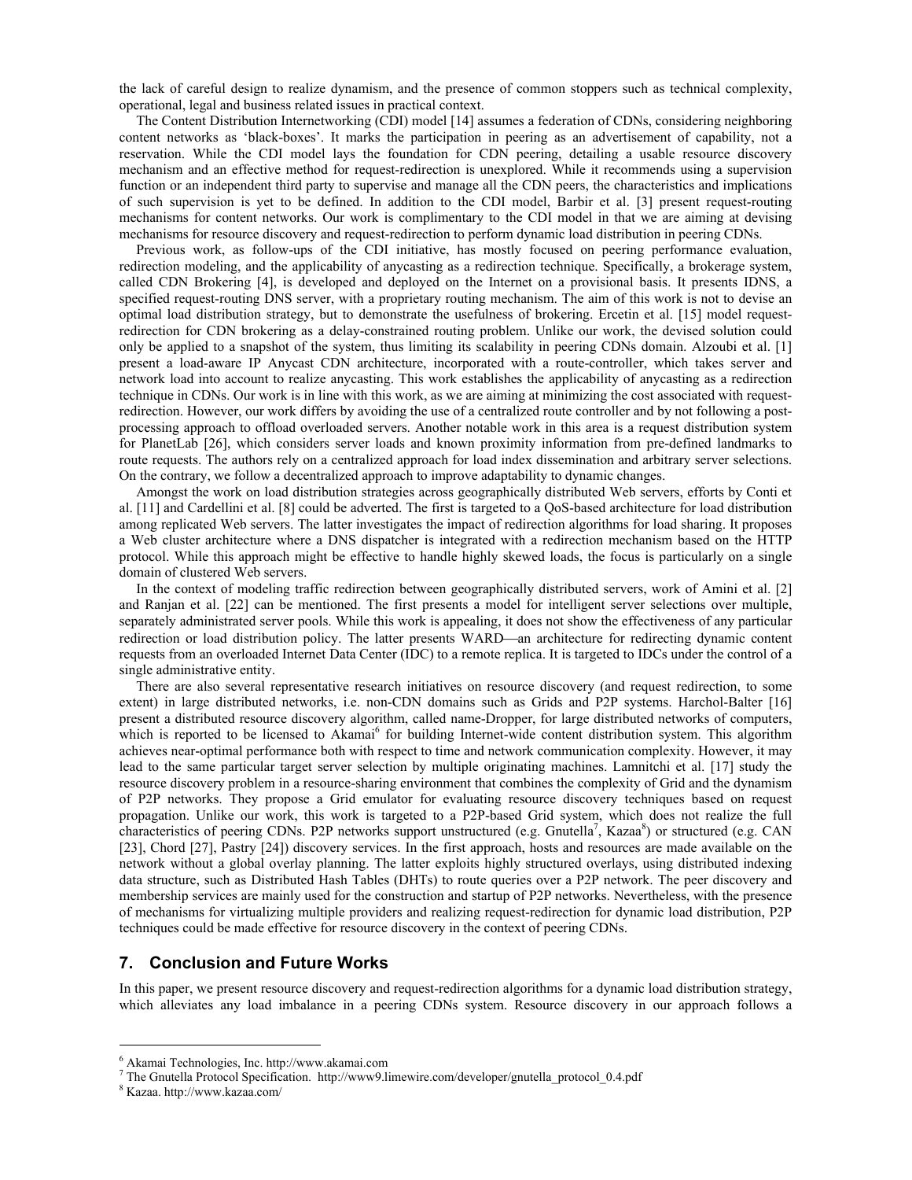the lack of careful design to realize dynamism, and the presence of common stoppers such as technical complexity, operational, legal and business related issues in practical context.

The Content Distribution Internetworking (CDI) model [14] assumes a federation of CDNs, considering neighboring content networks as 'black-boxes'. It marks the participation in peering as an advertisement of capability, not a reservation. While the CDI model lays the foundation for CDN peering, detailing a usable resource discovery mechanism and an effective method for request-redirection is unexplored. While it recommends using a supervision function or an independent third party to supervise and manage all the CDN peers, the characteristics and implications of such supervision is yet to be defined. In addition to the CDI model, Barbir et al. [3] present request-routing mechanisms for content networks. Our work is complimentary to the CDI model in that we are aiming at devising mechanisms for resource discovery and request-redirection to perform dynamic load distribution in peering CDNs.

Previous work, as follow-ups of the CDI initiative, has mostly focused on peering performance evaluation, redirection modeling, and the applicability of anycasting as a redirection technique. Specifically, a brokerage system, called CDN Brokering [4], is developed and deployed on the Internet on a provisional basis. It presents IDNS, a specified request-routing DNS server, with a proprietary routing mechanism. The aim of this work is not to devise an optimal load distribution strategy, but to demonstrate the usefulness of brokering. Ercetin et al. [15] model request-redirection for CDN brokering as a delay-constrained routing problem. Unlike our work, the devised solution could only be applied to a snapshot of the system, thus limiting its scalability in peering CDNs domain. Alzoubi et al. [1] present a load-aware IP Anycast CDN architecture, incorporated with a route-controller, which takes server and network load into account to realize anycasting. This work establishes the applicability of anycasting as a redirection technique in CDNs. Our work is in line with this work, as we are aiming at minimizing the cost associated with request-redirection. However, our work differs by avoiding the use of a centralized route controller and by not following a post-processing approach to offload overloaded servers. Another notable work in this area is a request distribution system for PlanetLab [26], which considers server loads and known proximity information from pre-defined landmarks to route requests. The authors rely on a centralized approach for load index dissemination and arbitrary server selections. On the contrary, we follow a decentralized approach to improve adaptability to dynamic changes.

Amongst the work on load distribution strategies across geographically distributed Web servers, efforts by Conti et al. [11] and Cardellini et al. [8] could be adverted. The first is targeted to a QoS-based architecture for load distribution among replicated Web servers. The latter investigates the impact of redirection algorithms for load sharing. It proposes a Web cluster architecture where a DNS dispatcher is integrated with a redirection mechanism based on the HTTP protocol. While this approach might be effective to handle highly skewed loads, the focus is particularly on a single domain of clustered Web servers.

In the context of modeling traffic redirection between geographically distributed servers, work of Amini et al. [2] and Ranjan et al. [22] can be mentioned. The first presents a model for intelligent server selections over multiple, separately administrated server pools. While this work is appealing, it does not show the effectiveness of any particular redirection or load distribution policy. The latter presents WARD—an architecture for redirecting dynamic content requests from an overloaded Internet Data Center (IDC) to a remote replica. It is targeted to IDCs under the control of a single administrative entity.

There are also several representative research initiatives on resource discovery (and request redirection, to some extent) in large distributed networks, i.e. non-CDN domains such as Grids and P2P systems. Harchol-Balter [16] present a distributed resource discovery algorithm, called name-Dropper, for large distributed networks of computers, which is reported to be licensed to Akamai[6] for building Internet-wide content distribution system. This algorithm achieves near-optimal performance both with respect to time and network communication complexity. However, it may lead to the same particular target server selection by multiple originating machines. Lamnitchi et al. [17] study the resource discovery problem in a resource-sharing environment that combines the complexity of Grid and the dynamism of P2P networks. They propose a Grid emulator for evaluating resource discovery techniques based on request propagation. Unlike our work, this work is targeted to a P2P-based Grid system, which does not realize the full characteristics of peering CDNs. P2P networks support unstructured (e.g. Gnutella[7], Kazaa[8]) or structured (e.g. CAN [23], Chord [27], Pastry [24]) discovery services. In the first approach, hosts and resources are made available on the network without a global overlay planning. The latter exploits highly structured overlays, using distributed indexing data structure, such as Distributed Hash Tables (DHTs) to route queries over a P2P network. The peer discovery and membership services are mainly used for the construction and startup of P2P networks. Nevertheless, with the presence of mechanisms for virtualizing multiple providers and realizing request-redirection for dynamic load distribution, P2P techniques could be made effective for resource discovery in the context of peering CDNs.

## 7. Conclusion and Future Works

In this paper, we present resource discovery and request-redirection algorithms for a dynamic load distribution strategy, which alleviates any load imbalance in a peering CDNs system. Resource discovery in our approach follows a

[6] Akamai Technologies, Inc. http://www.akamai.com

[7] The Gnutella Protocol Specification. http://www9.limewire.com/developer/gnutella_protocol_0.4.pdf

[8] Kazaa. http://www.kazaa.com/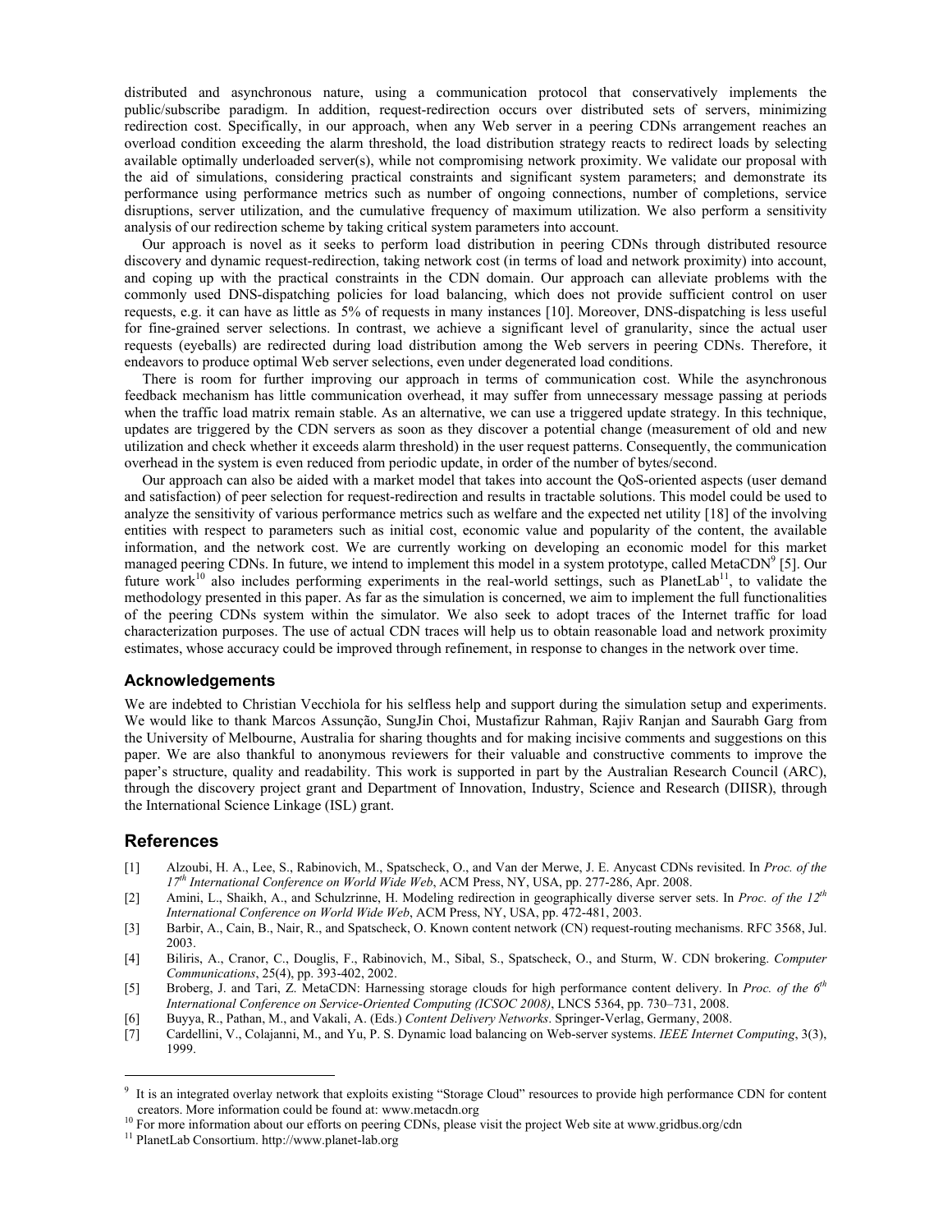distributed and asynchronous nature, using a communication protocol that conservatively implements the public/subscribe paradigm. In addition, request-redirection occurs over distributed sets of servers, minimizing redirection cost. Specifically, in our approach, when any Web server in a peering CDNs arrangement reaches an overload condition exceeding the alarm threshold, the load distribution strategy reacts to redirect loads by selecting available optimally underloaded server(s), while not compromising network proximity. We validate our proposal with the aid of simulations, considering practical constraints and significant system parameters; and demonstrate its performance using performance metrics such as number of ongoing connections, number of completions, service disruptions, server utilization, and the cumulative frequency of maximum utilization. We also perform a sensitivity analysis of our redirection scheme by taking critical system parameters into account.

Our approach is novel as it seeks to perform load distribution in peering CDNs through distributed resource discovery and dynamic request-redirection, taking network cost (in terms of load and network proximity) into account, and coping up with the practical constraints in the CDN domain. Our approach can alleviate problems with the commonly used DNS-dispatching policies for load balancing, which does not provide sufficient control on user requests, e.g. it can have as little as 5% of requests in many instances [10]. Moreover, DNS-dispatching is less useful for fine-grained server selections. In contrast, we achieve a significant level of granularity, since the actual user requests (eyeballs) are redirected during load distribution among the Web servers in peering CDNs. Therefore, it endeavors to produce optimal Web server selections, even under degenerated load conditions.

There is room for further improving our approach in terms of communication cost. While the asynchronous feedback mechanism has little communication overhead, it may suffer from unnecessary message passing at periods when the traffic load matrix remain stable. As an alternative, we can use a triggered update strategy. In this technique, updates are triggered by the CDN servers as soon as they discover a potential change (measurement of old and new utilization and check whether it exceeds alarm threshold) in the user request patterns. Consequently, the communication overhead in the system is even reduced from periodic update, in order of the number of bytes/second.

Our approach can also be aided with a market model that takes into account the QoS-oriented aspects (user demand and satisfaction) of peer selection for request-redirection and results in tractable solutions. This model could be used to analyze the sensitivity of various performance metrics such as welfare and the expected net utility [18] of the involving entities with respect to parameters such as initial cost, economic value and popularity of the content, the available information, and the network cost. We are currently working on developing an economic model for this market managed peering CDNs. In future, we intend to implement this model in a system prototype, called MetaCDN[9] [5]. Our future work[10] also includes performing experiments in the real-world settings, such as PlanetLab[11], to validate the methodology presented in this paper. As far as the simulation is concerned, we aim to implement the full functionalities of the peering CDNs system within the simulator. We also seek to adopt traces of the Internet traffic for load characterization purposes. The use of actual CDN traces will help us to obtain reasonable load and network proximity estimates, whose accuracy could be improved through refinement, in response to changes in the network over time.

## Acknowledgements

We are indebted to Christian Vecchiola for his selfless help and support during the simulation setup and experiments. We would like to thank Marcos Assunção, SungJin Choi, Mustafizur Rahman, Rajiv Ranjan and Saurabh Garg from the University of Melbourne, Australia for sharing thoughts and for making incisive comments and suggestions on this paper. We are also thankful to anonymous reviewers for their valuable and constructive comments to improve the paper's structure, quality and readability. This work is supported in part by the Australian Research Council (ARC), through the discovery project grant and Department of Innovation, Industry, Science and Research (DIISR), through the International Science Linkage (ISL) grant.

## References

[1] Alzoubi, H. A., Lee, S., Rabinovich, M., Spatscheck, O., and Van der Merwe, J. E. Anycast CDNs revisited. In *Proc. of the 17th International Conference on World Wide Web*, ACM Press, NY, USA, pp. 277-286, Apr. 2008.

[2] Amini, L., Shaikh, A., and Schulzrinne, H. Modeling redirection in geographically diverse server sets. In *Proc. of the 12th International Conference on World Wide Web*, ACM Press, NY, USA, pp. 472-481, 2003.

[3] Barbir, A., Cain, B., Nair, R., and Spatscheck, O. Known content network (CN) request-routing mechanisms. RFC 3568, Jul. 2003.

[4] Biliris, A., Cranor, C., Douglis, F., Rabinovich, M., Sibal, S., Spatscheck, O., and Sturm, W. CDN brokering. *Computer Communications*, 25(4), pp. 393-402, 2002.

[5] Broberg, J. and Tari, Z. MetaCDN: Harnessing storage clouds for high performance content delivery. In *Proc. of the 6th International Conference on Service-Oriented Computing (ICSOC 2008)*, LNCS 5364, pp. 730–731, 2008.

[6] Buyya, R., Pathan, M., and Vakali, A. (Eds.) *Content Delivery Networks*. Springer-Verlag, Germany, 2008.

[7] Cardellini, V., Colajanni, M., and Yu, P. S. Dynamic load balancing on Web-server systems. *IEEE Internet Computing*, 3(3), 1999.

---

[9] It is an integrated overlay network that exploits existing "Storage Cloud" resources to provide high performance CDN for content creators. More information could be found at: www.metacdn.org

[10] For more information about our efforts on peering CDNs, please visit the project Web site at www.gridbus.org/cdn

[11] PlanetLab Consortium. http://www.planet-lab.org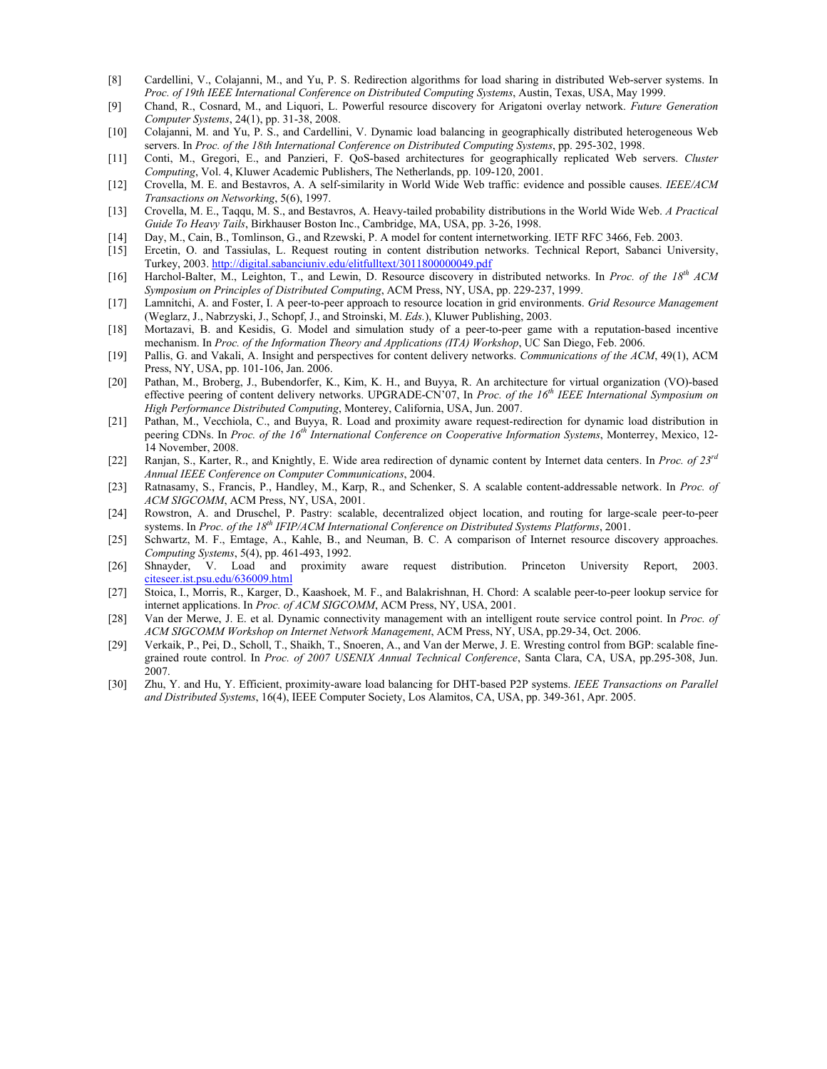[8] Cardellini, V., Colajanni, M., and Yu, P. S. Redirection algorithms for load sharing in distributed Web-server systems. In *Proc. of 19th IEEE International Conference on Distributed Computing Systems*, Austin, Texas, USA, May 1999.

[9] Chand, R., Cosnard, M., and Liquori, L. Powerful resource discovery for Arigatoni overlay network. *Future Generation Computer Systems*, 24(1), pp. 31-38, 2008.

[10] Colajanni, M. and Yu, P. S., and Cardellini, V. Dynamic load balancing in geographically distributed heterogeneous Web servers. In *Proc. of the 18th International Conference on Distributed Computing Systems*, pp. 295-302, 1998.

[11] Conti, M., Gregori, E., and Panzieri, F. QoS-based architectures for geographically replicated Web servers. *Cluster Computing*, Vol. 4, Kluwer Academic Publishers, The Netherlands, pp. 109-120, 2001.

[12] Crovella, M. E. and Bestavros, A. A self-similarity in World Wide Web traffic: evidence and possible causes. *IEEE/ACM Transactions on Networking*, 5(6), 1997.

[13] Crovella, M. E., Taqqu, M. S., and Bestavros, A. Heavy-tailed probability distributions in the World Wide Web. *A Practical Guide To Heavy Tails*, Birkhauser Boston Inc., Cambridge, MA, USA, pp. 3-26, 1998.

[14] Day, M., Cain, B., Tomlinson, G., and Rzewski, P. A model for content internetworking. IETF RFC 3466, Feb. 2003.

[15] Ercetin, O. and Tassiulas, L. Request routing in content distribution networks. Technical Report, Sabanci University, Turkey, 2003. http://digital.sabanciuniv.edu/elitfulltext/3011800000049.pdf

[16] Harchol-Balter, M., Leighton, T., and Lewin, D. Resource discovery in distributed networks. In *Proc. of the 18th ACM Symposium on Principles of Distributed Computing*, ACM Press, NY, USA, pp. 229-237, 1999.

[17] Lamnitchi, A. and Foster, I. A peer-to-peer approach to resource location in grid environments. *Grid Resource Management* (Weglarz, J., Nabrzyski, J., Schopf, J., and Stroinski, M. *Eds.*), Kluwer Publishing, 2003.

[18] Mortazavi, B. and Kesidis, G. Model and simulation study of a peer-to-peer game with a reputation-based incentive mechanism. In *Proc. of the Information Theory and Applications (ITA) Workshop*, UC San Diego, Feb. 2006.

[19] Pallis, G. and Vakali, A. Insight and perspectives for content delivery networks. *Communications of the ACM*, 49(1), ACM Press, NY, USA, pp. 101-106, Jan. 2006.

[20] Pathan, M., Broberg, J., Bubendorfer, K., Kim, K. H., and Buyya, R. An architecture for virtual organization (VO)-based effective peering of content delivery networks. UPGRADE-CN'07, In *Proc. of the 16th IEEE International Symposium on High Performance Distributed Computing*, Monterey, California, USA, Jun. 2007.

[21] Pathan, M., Vecchiola, C., and Buyya, R. Load and proximity aware request-redirection for dynamic load distribution in peering CDNs. In *Proc. of the 16th International Conference on Cooperative Information Systems*, Monterrey, Mexico, 12-14 November, 2008.

[22] Ranjan, S., Karter, R., and Knightly, E. Wide area redirection of dynamic content by Internet data centers. In *Proc. of 23rd Annual IEEE Conference on Computer Communications*, 2004.

[23] Ratnasamy, S., Francis, P., Handley, M., Karp, R., and Schenker, S. A scalable content-addressable network. In *Proc. of ACM SIGCOMM*, ACM Press, NY, USA, 2001.

[24] Rowstron, A. and Druschel, P. Pastry: scalable, decentralized object location, and routing for large-scale peer-to-peer systems. In *Proc. of the 18th IFIP/ACM International Conference on Distributed Systems Platforms*, 2001.

[25] Schwartz, M. F., Emtage, A., Kahle, B., and Neuman, B. C. A comparison of Internet resource discovery approaches. *Computing Systems*, 5(4), pp. 461-493, 1992.

[26] Shnayder, V. Load and proximity aware request distribution. Princeton University Report, 2003. citeseer.ist.psu.edu/636009.html

[27] Stoica, I., Morris, R., Karger, D., Kaashoek, M. F., and Balakrishnan, H. Chord: A scalable peer-to-peer lookup service for internet applications. In *Proc. of ACM SIGCOMM*, ACM Press, NY, USA, 2001.

[28] Van der Merwe, J. E. et al. Dynamic connectivity management with an intelligent route service control point. In *Proc. of ACM SIGCOMM Workshop on Internet Network Management*, ACM Press, NY, USA, pp.29-34, Oct. 2006.

[29] Verkaik, P., Pei, D., Scholl, T., Shaikh, T., Snoeren, A., and Van der Merwe, J. E. Wresting control from BGP: scalable fine-grained route control. In *Proc. of 2007 USENIX Annual Technical Conference*, Santa Clara, CA, USA, pp.295-308, Jun. 2007.

[30] Zhu, Y. and Hu, Y. Efficient, proximity-aware load balancing for DHT-based P2P systems. *IEEE Transactions on Parallel and Distributed Systems*, 16(4), IEEE Computer Society, Los Alamitos, CA, USA, pp. 349-361, Apr. 2005.